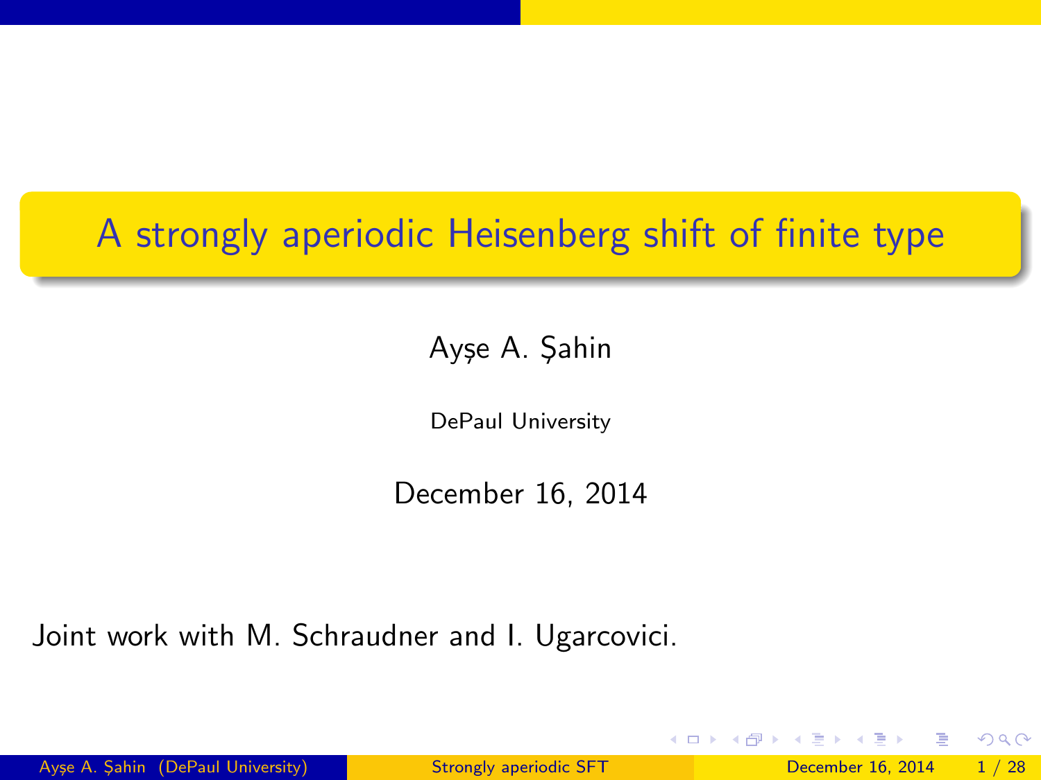# A strongly aperiodic Heisenberg shift of finite type

Ayşe A. Şahin

DePaul University

December 16, 2014

Joint work with M. Schraudner and I. Ugarcovici.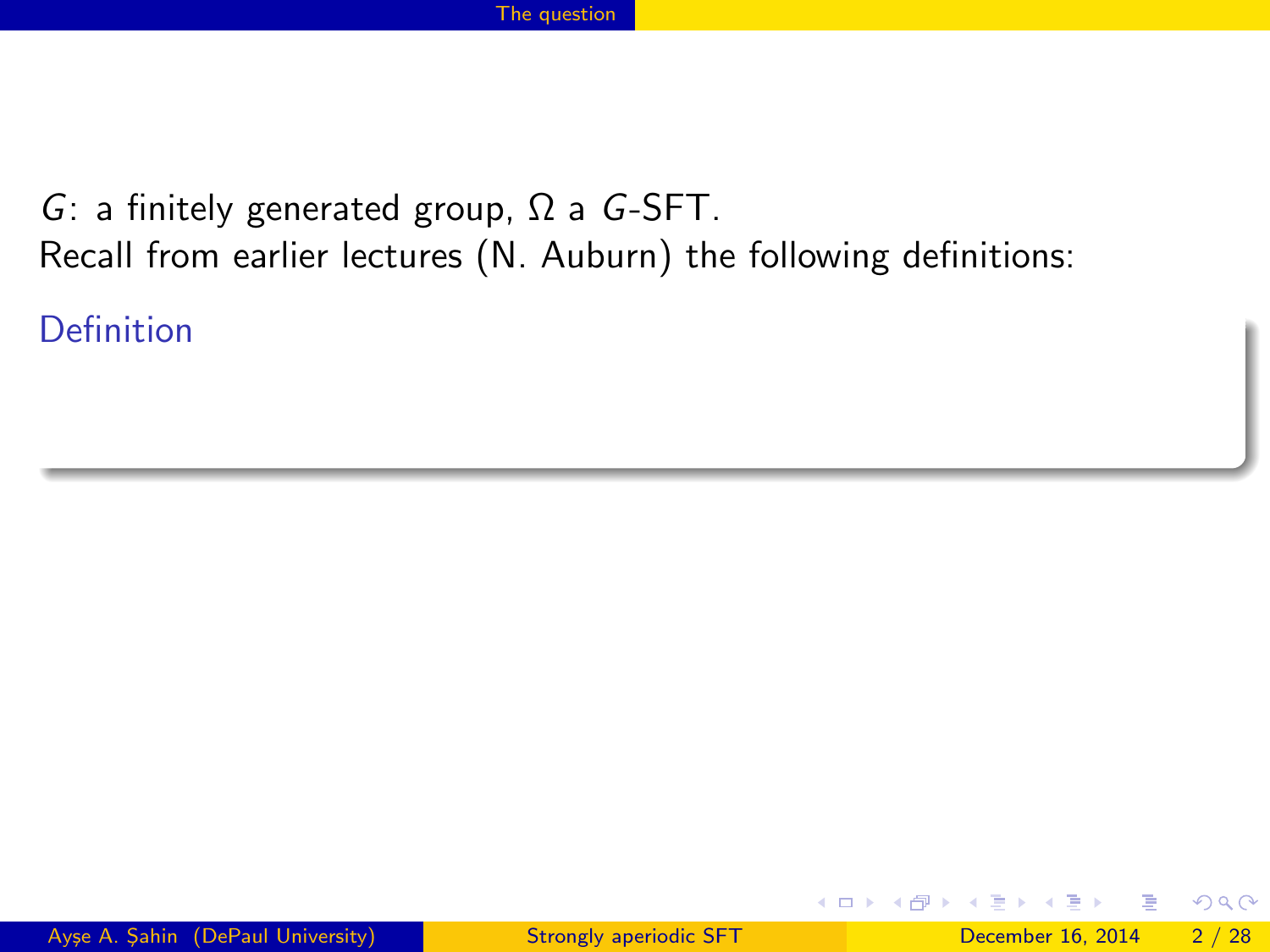$G$: a finitely generated group, $\Omega$ a $G$-SFT.
Recall from earlier lectures (N. Auburn) the following definitions:

**Definition**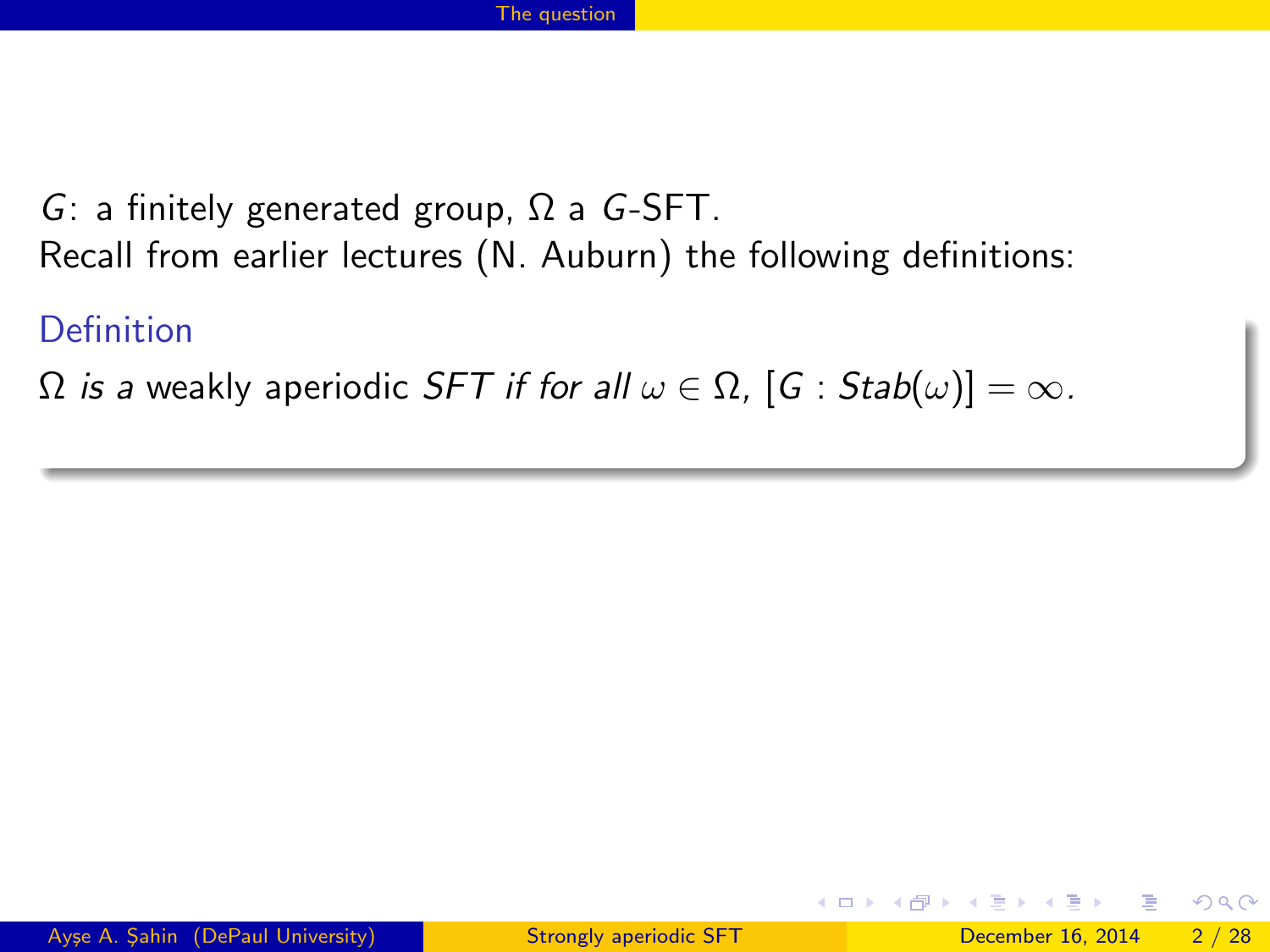$G$: a finitely generated group, $\Omega$ a $G$-SFT.

Recall from earlier lectures (N. Auburn) the following definitions:

**Definition**

*$\Omega$ is a* weakly aperiodic *SFT if for all $\omega \in \Omega$, $[G : Stab(\omega)] = \infty$.*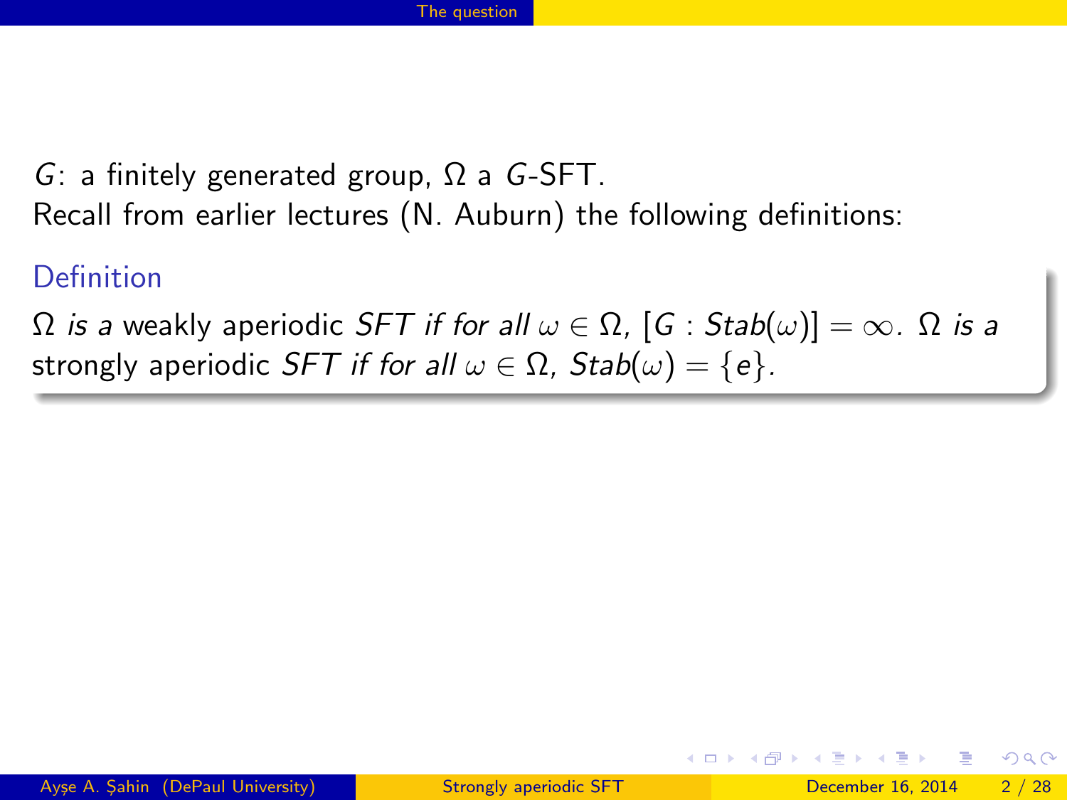$G$: a finitely generated group, $\Omega$ a $G$-SFT.
Recall from earlier lectures (N. Auburn) the following definitions:

**Definition**

*$\Omega$ is a* weakly aperiodic *SFT if for all $\omega \in \Omega$, $[G : Stab(\omega)] = \infty$. $\Omega$ is a* strongly aperiodic *SFT if for all $\omega \in \Omega$, $Stab(\omega) = \{e\}$.*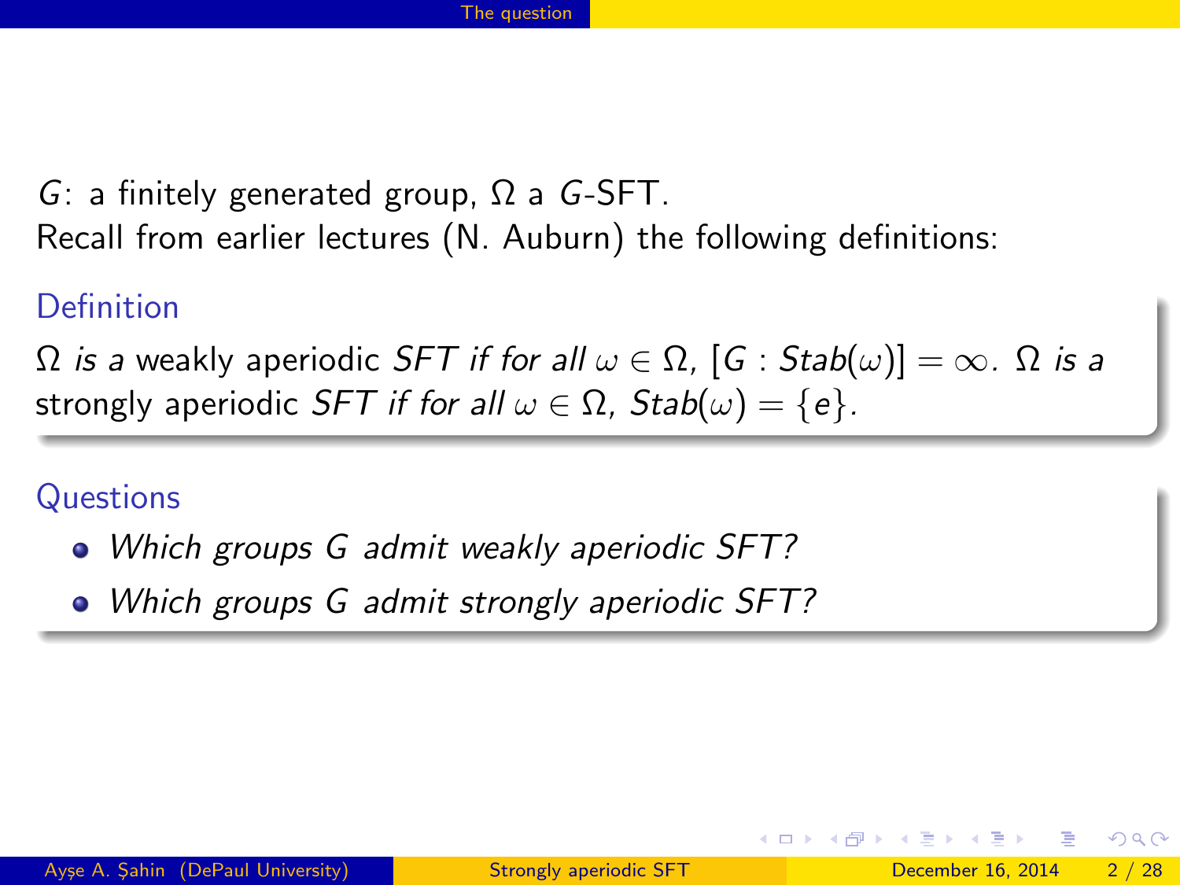$G$: a finitely generated group, $\Omega$ a $G$-SFT.
Recall from earlier lectures (N. Auburn) the following definitions:

**Definition**

$\Omega$ *is a* weakly aperiodic *SFT if for all* $\omega \in \Omega$, $[G : Stab(\omega)] = \infty$. $\Omega$ *is a* strongly aperiodic *SFT if for all* $\omega \in \Omega$, $Stab(\omega) = \{e\}$.

**Questions**

- *Which groups $G$ admit weakly aperiodic SFT?*
- *Which groups $G$ admit strongly aperiodic SFT?*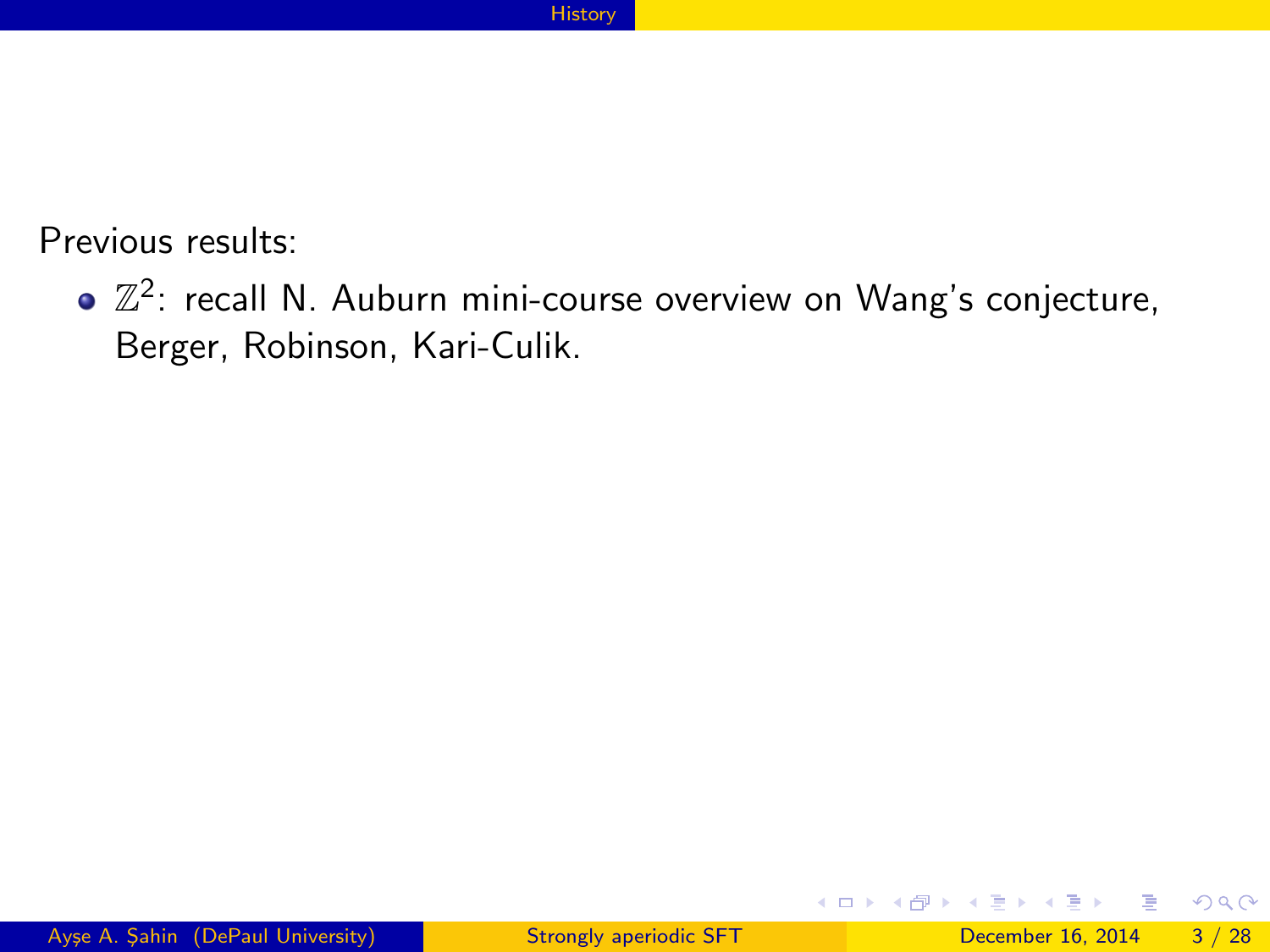Previous results:

- $\mathbb{Z}^2$: recall N. Auburn mini-course overview on Wang's conjecture, Berger, Robinson, Kari-Culik.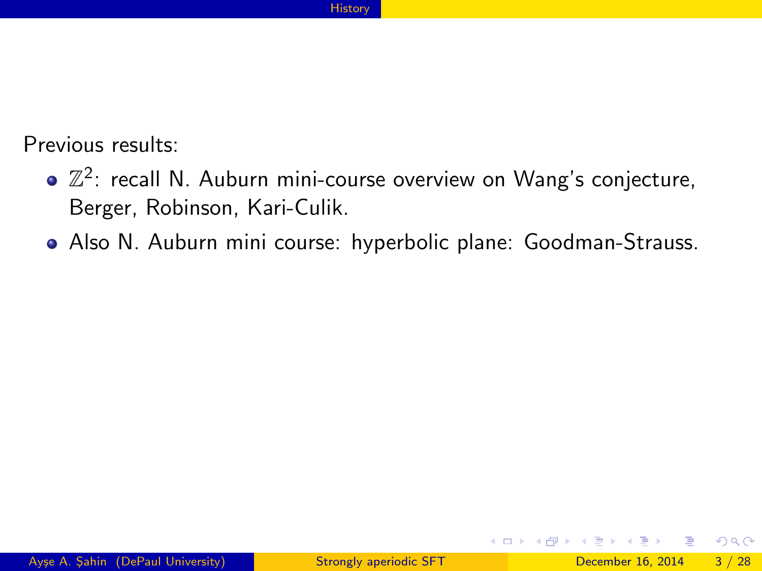Previous results:

- $\mathbb{Z}^2$: recall N. Auburn mini-course overview on Wang's conjecture, Berger, Robinson, Kari-Culik.
- Also N. Auburn mini course: hyperbolic plane: Goodman-Strauss.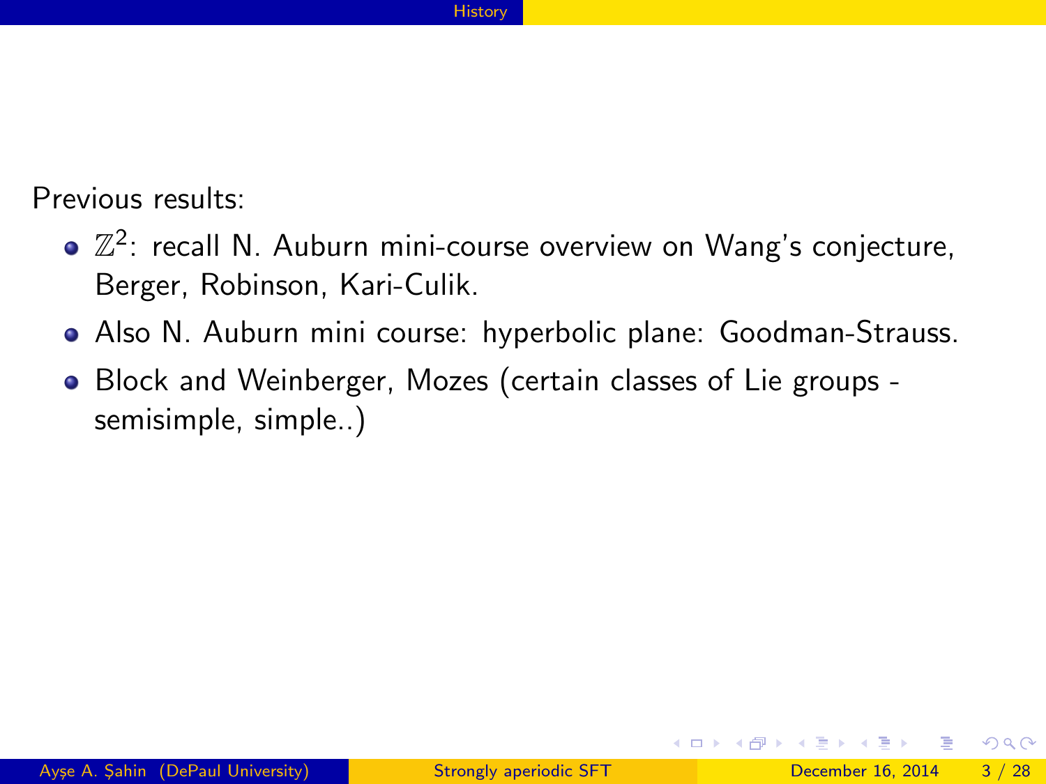Previous results:

- $\mathbb{Z}^2$: recall N. Auburn mini-course overview on Wang's conjecture, Berger, Robinson, Kari-Culik.
- Also N. Auburn mini course: hyperbolic plane: Goodman-Strauss.
- Block and Weinberger, Mozes (certain classes of Lie groups - semisimple, simple..)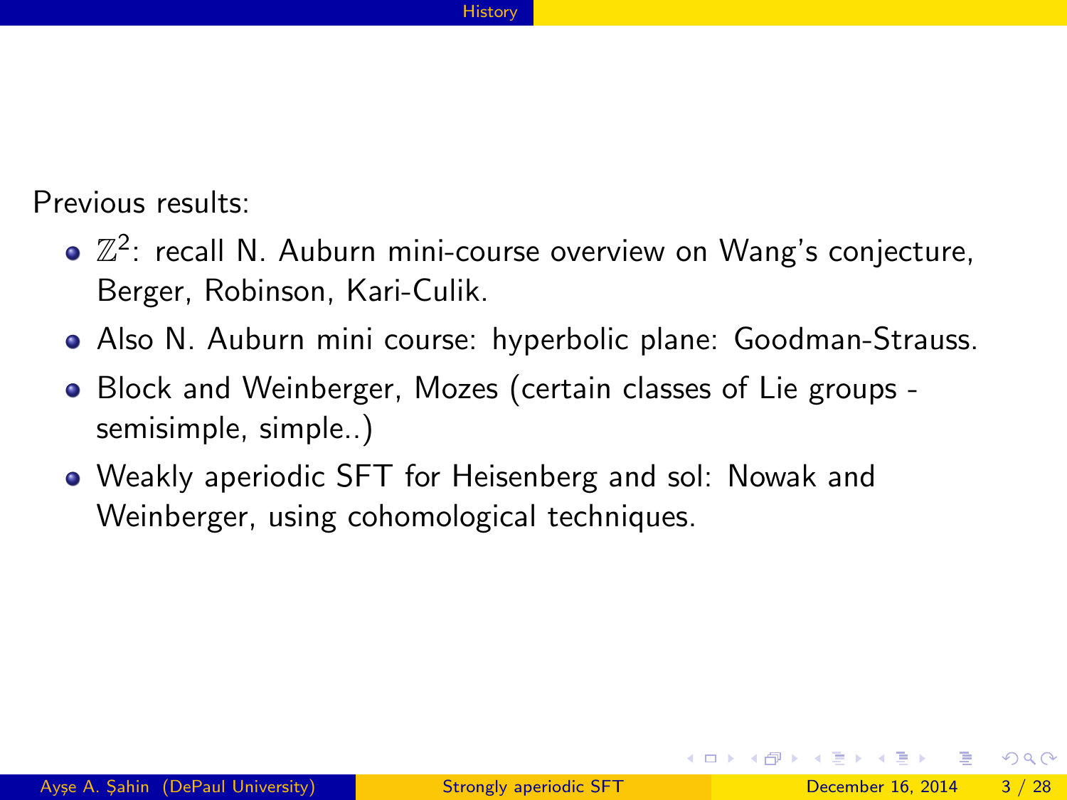Previous results:

- $\mathbb{Z}^2$: recall N. Auburn mini-course overview on Wang's conjecture, Berger, Robinson, Kari-Culik.
- Also N. Auburn mini course: hyperbolic plane: Goodman-Strauss.
- Block and Weinberger, Mozes (certain classes of Lie groups - semisimple, simple..)
- Weakly aperiodic SFT for Heisenberg and sol: Nowak and Weinberger, using cohomological techniques.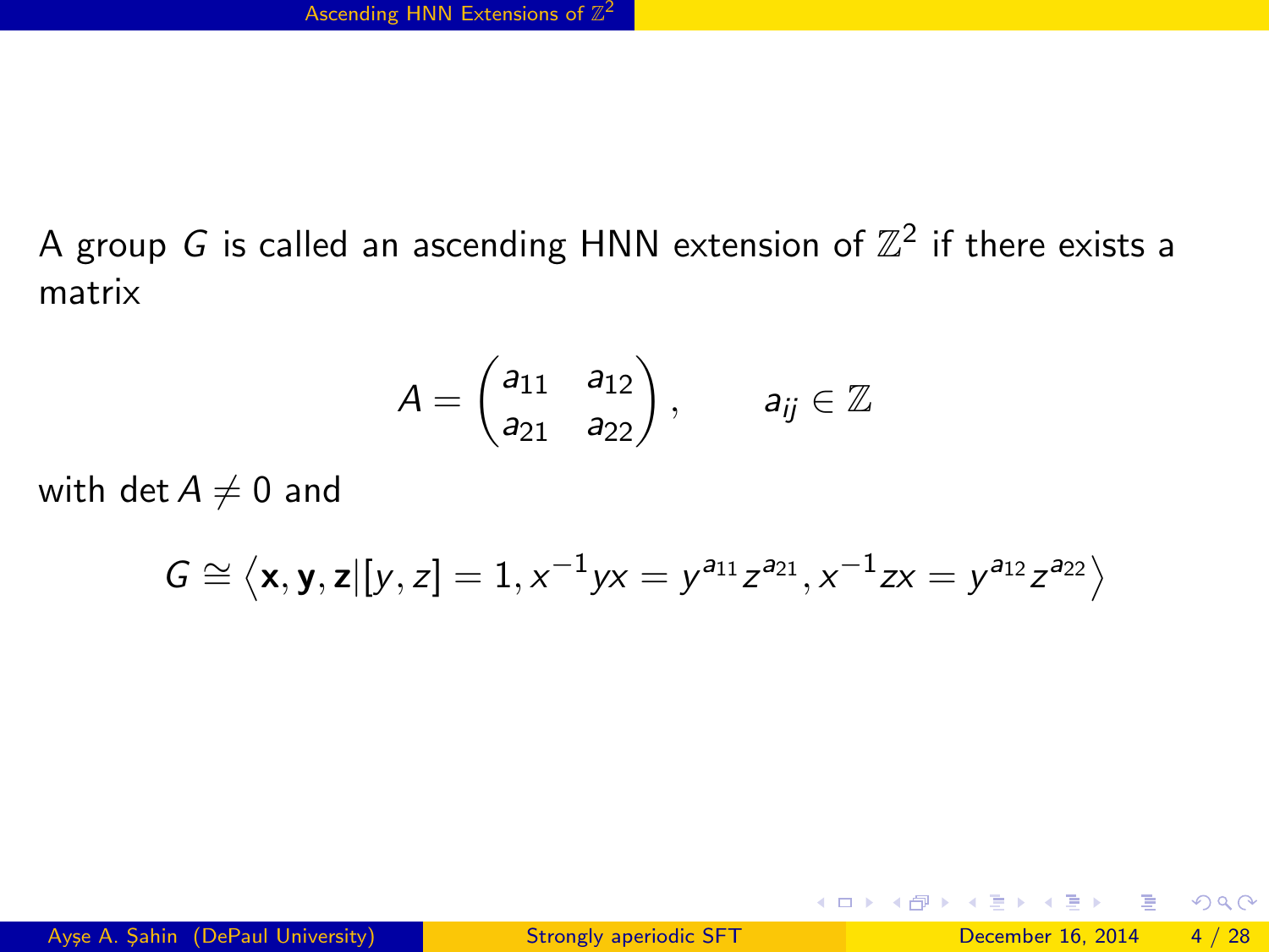A group $G$ is called an ascending HNN extension of $\mathbb{Z}^2$ if there exists a matrix

$$A = \begin{pmatrix} a_{11} & a_{12} \\ a_{21} & a_{22} \end{pmatrix}, \qquad a_{ij} \in \mathbb{Z}$$

with $\det A \neq 0$ and

$$G \cong \left\langle \mathbf{x}, \mathbf{y}, \mathbf{z} \middle| [y, z] = 1, x^{-1}yx = y^{a_{11}} z^{a_{21}}, x^{-1}zx = y^{a_{12}} z^{a_{22}} \right\rangle$$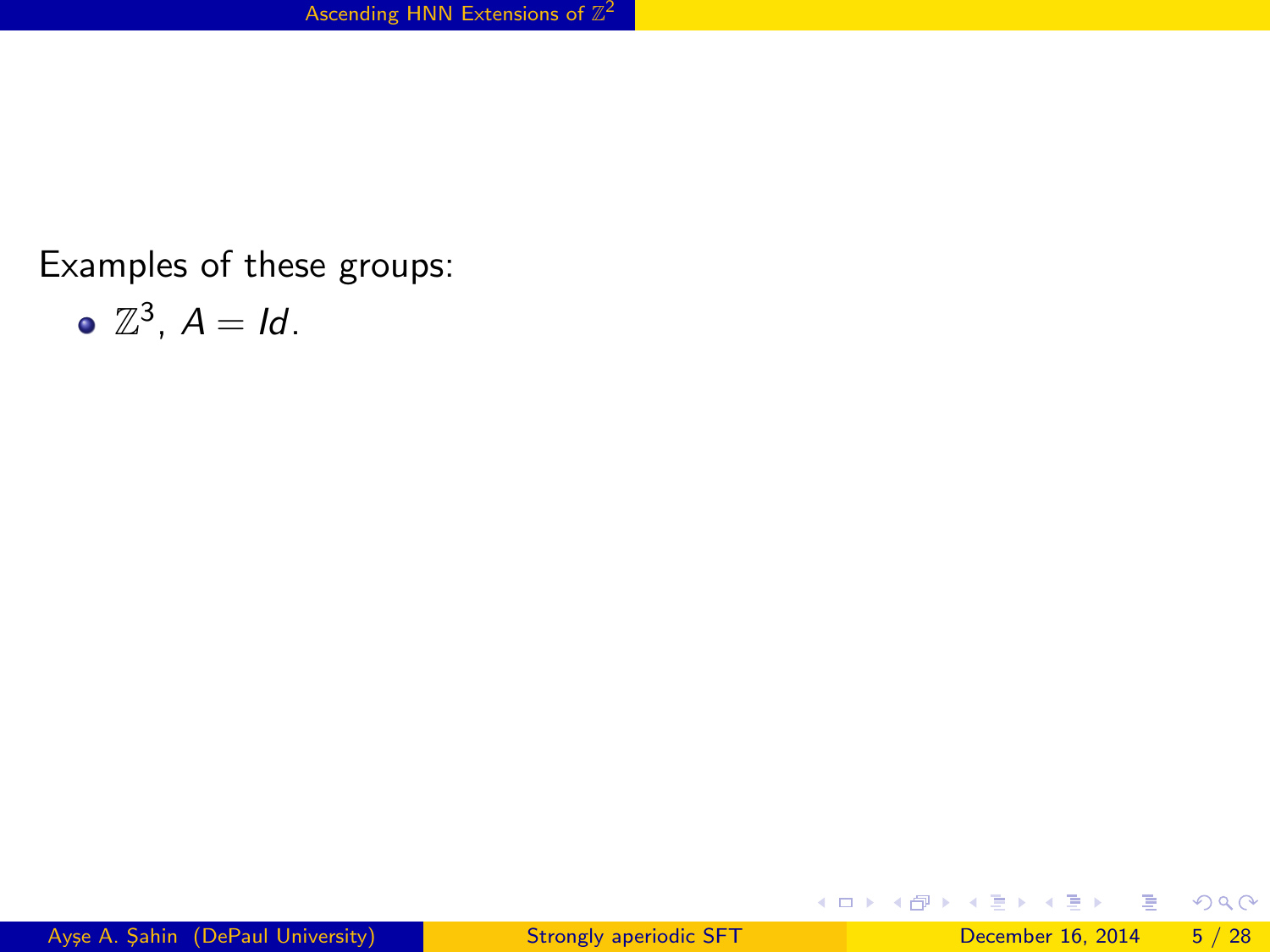Examples of these groups:

- $\mathbb{Z}^3$, $A = Id$.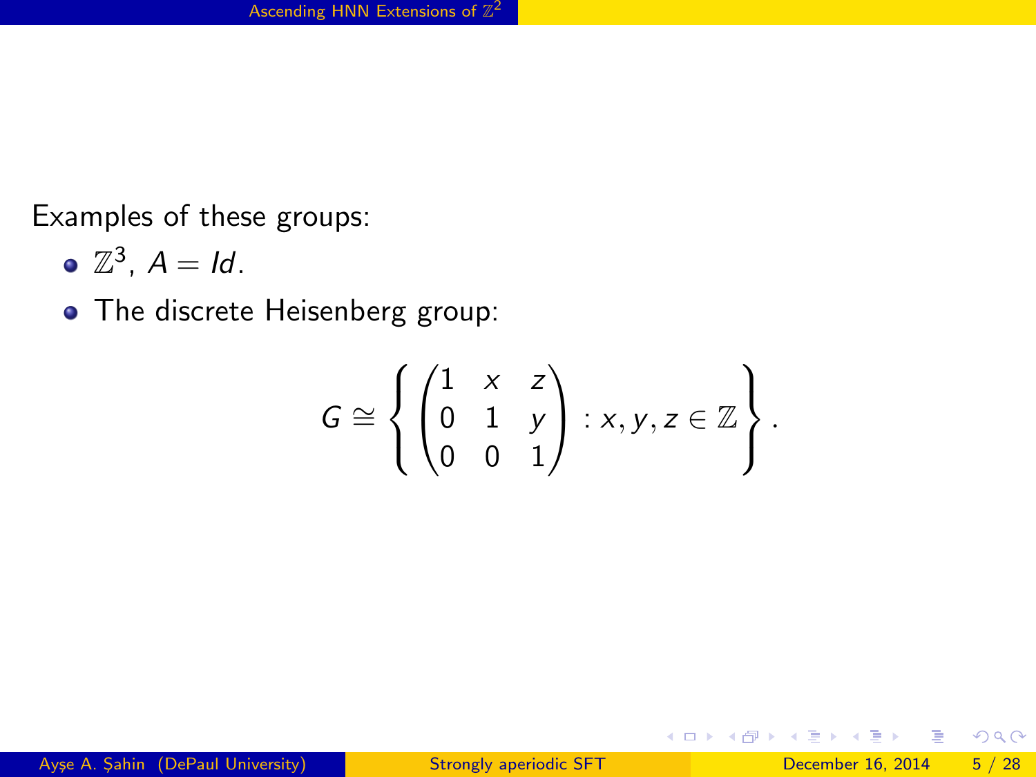Examples of these groups:

- $\mathbb{Z}^3$, $A = Id$.
- The discrete Heisenberg group:

$$G \cong \left\{ \begin{pmatrix} 1 & x & z \\ 0 & 1 & y \\ 0 & 0 & 1 \end{pmatrix} : x, y, z \in \mathbb{Z} \right\}.$$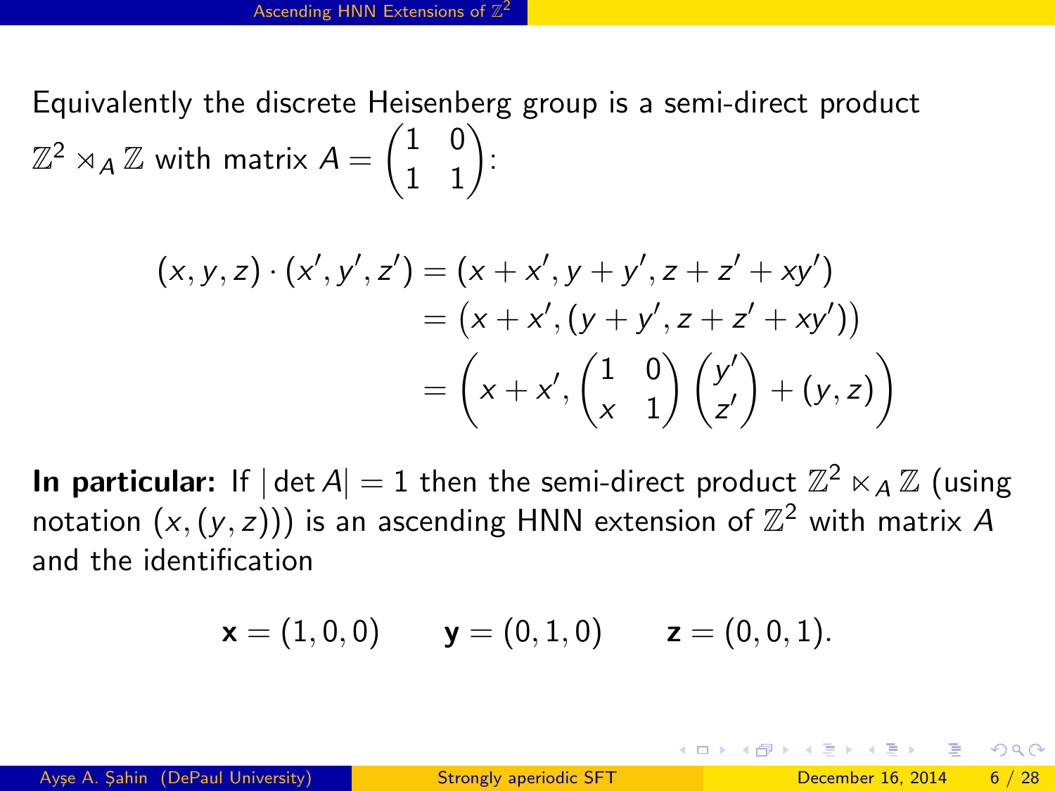Equivalently the discrete Heisenberg group is a semi-direct product $\mathbb{Z}^2 \rtimes_A \mathbb{Z}$ with matrix $A = \begin{pmatrix} 1 & 0 \\ 1 & 1 \end{pmatrix}$:

$$
\begin{aligned}
(x, y, z) \cdot (x', y', z') &= (x + x', y + y', z + z' + xy') \\
&= \big(x + x', (y + y', z + z' + xy')\big) \\
&= \left(x + x', \begin{pmatrix} 1 & 0 \\ x & 1 \end{pmatrix} \begin{pmatrix} y' \\ z' \end{pmatrix} + (y, z)\right)
\end{aligned}
$$

**In particular:** If $|\det A| = 1$ then the semi-direct product $\mathbb{Z}^2 \ltimes_A \mathbb{Z}$ (using notation $(x, (y, z)))$ is an ascending HNN extension of $\mathbb{Z}^2$ with matrix $A$ and the identification

$$
\mathbf{x} = (1, 0, 0) \qquad \mathbf{y} = (0, 1, 0) \qquad \mathbf{z} = (0, 0, 1).
$$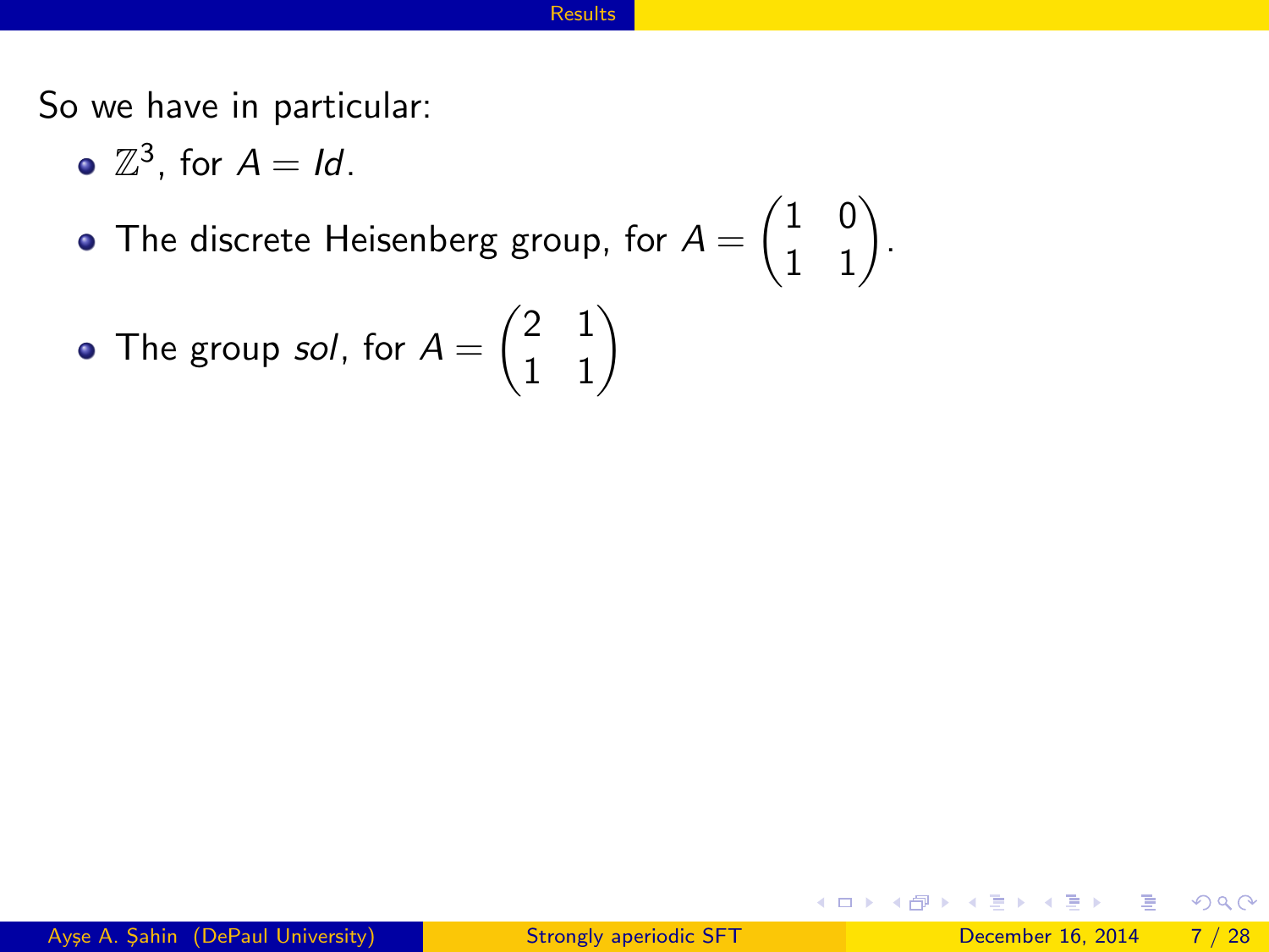So we have in particular:

- $\mathbb{Z}^3$, for $A = Id$.
- The discrete Heisenberg group, for $A = \begin{pmatrix} 1 & 0 \\ 1 & 1 \end{pmatrix}$.
- The group *sol*, for $A = \begin{pmatrix} 2 & 1 \\ 1 & 1 \end{pmatrix}$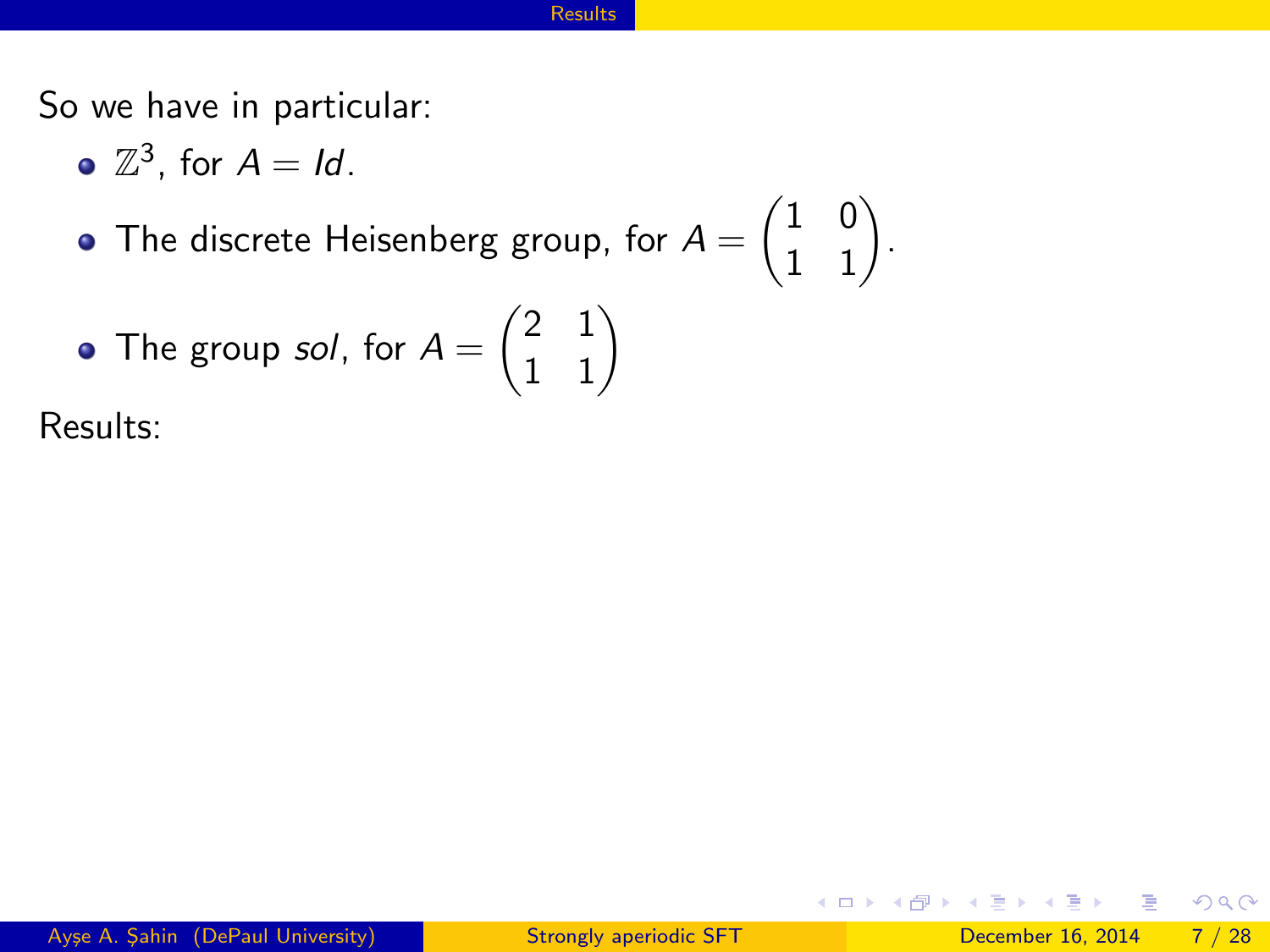So we have in particular:

- $\mathbb{Z}^3$, for $A = Id$.
- The discrete Heisenberg group, for $A = \begin{pmatrix} 1 & 0 \\ 1 & 1 \end{pmatrix}$.
- The group *sol*, for $A = \begin{pmatrix} 2 & 1 \\ 1 & 1 \end{pmatrix}$

Results: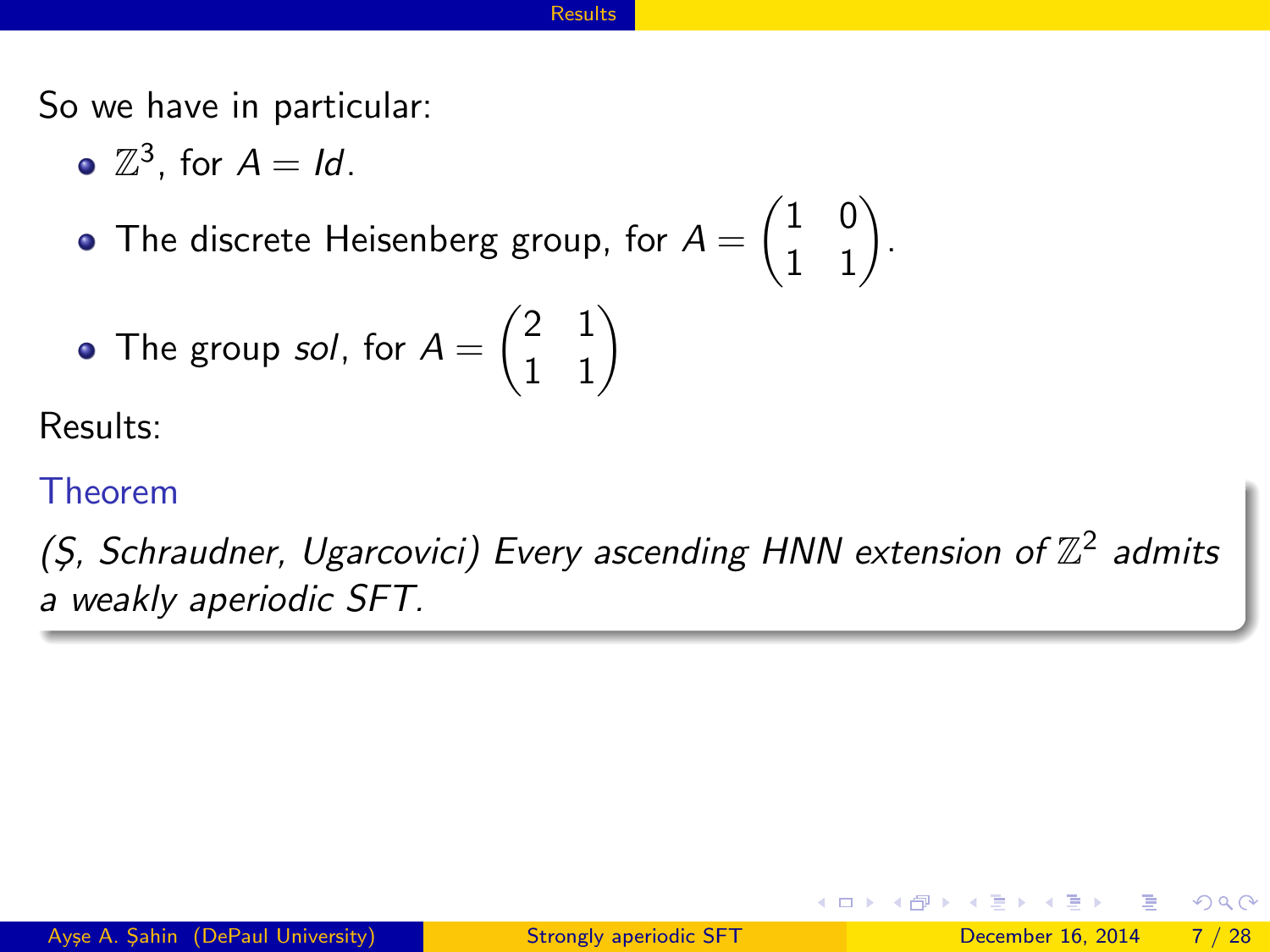So we have in particular:

- $\mathbb{Z}^3$, for $A = Id$.
- The discrete Heisenberg group, for $A = \begin{pmatrix} 1 & 0 \\ 1 & 1 \end{pmatrix}$.
- The group *sol*, for $A = \begin{pmatrix} 2 & 1 \\ 1 & 1 \end{pmatrix}$

Results:

**Theorem**

*(Ş, Schraudner, Ugarcovici) Every ascending HNN extension of $\mathbb{Z}^2$ admits a weakly aperiodic SFT.*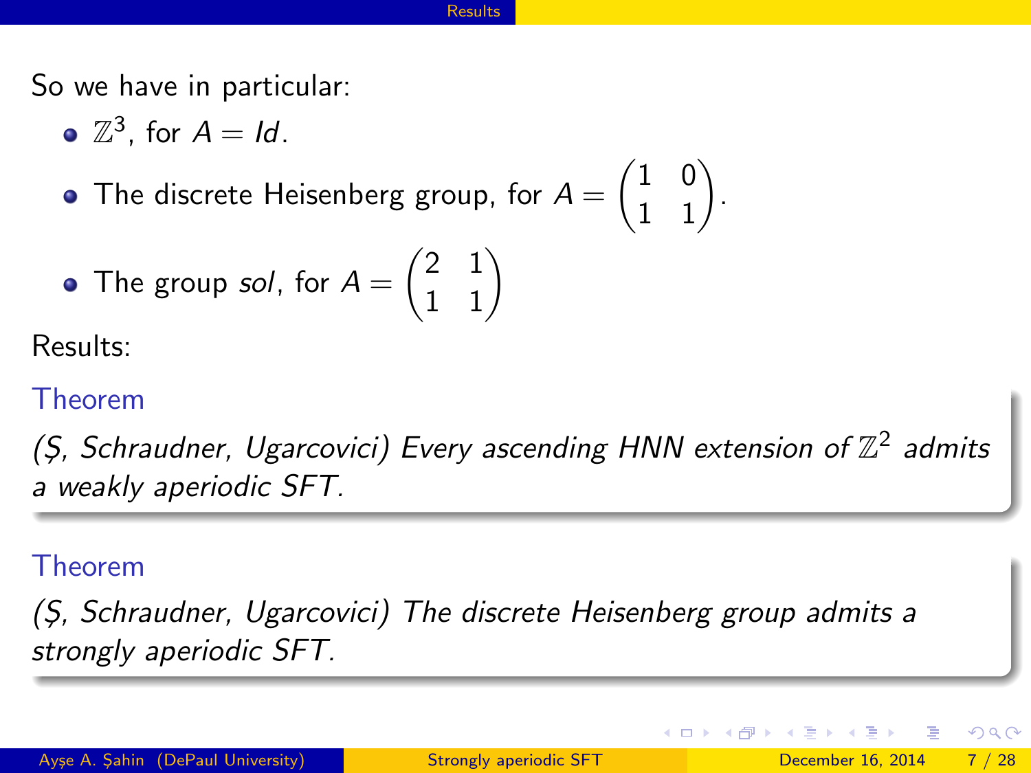So we have in particular:

- $\mathbb{Z}^3$, for $A = Id$.
- The discrete Heisenberg group, for $A = \begin{pmatrix} 1 & 0 \\ 1 & 1 \end{pmatrix}$.
- The group *sol*, for $A = \begin{pmatrix} 2 & 1 \\ 1 & 1 \end{pmatrix}$

Results:

**Theorem**

*(Ş, Schraudner, Ugarcovici) Every ascending HNN extension of $\mathbb{Z}^2$ admits a weakly aperiodic SFT.*

**Theorem**

*(Ş, Schraudner, Ugarcovici) The discrete Heisenberg group admits a strongly aperiodic SFT.*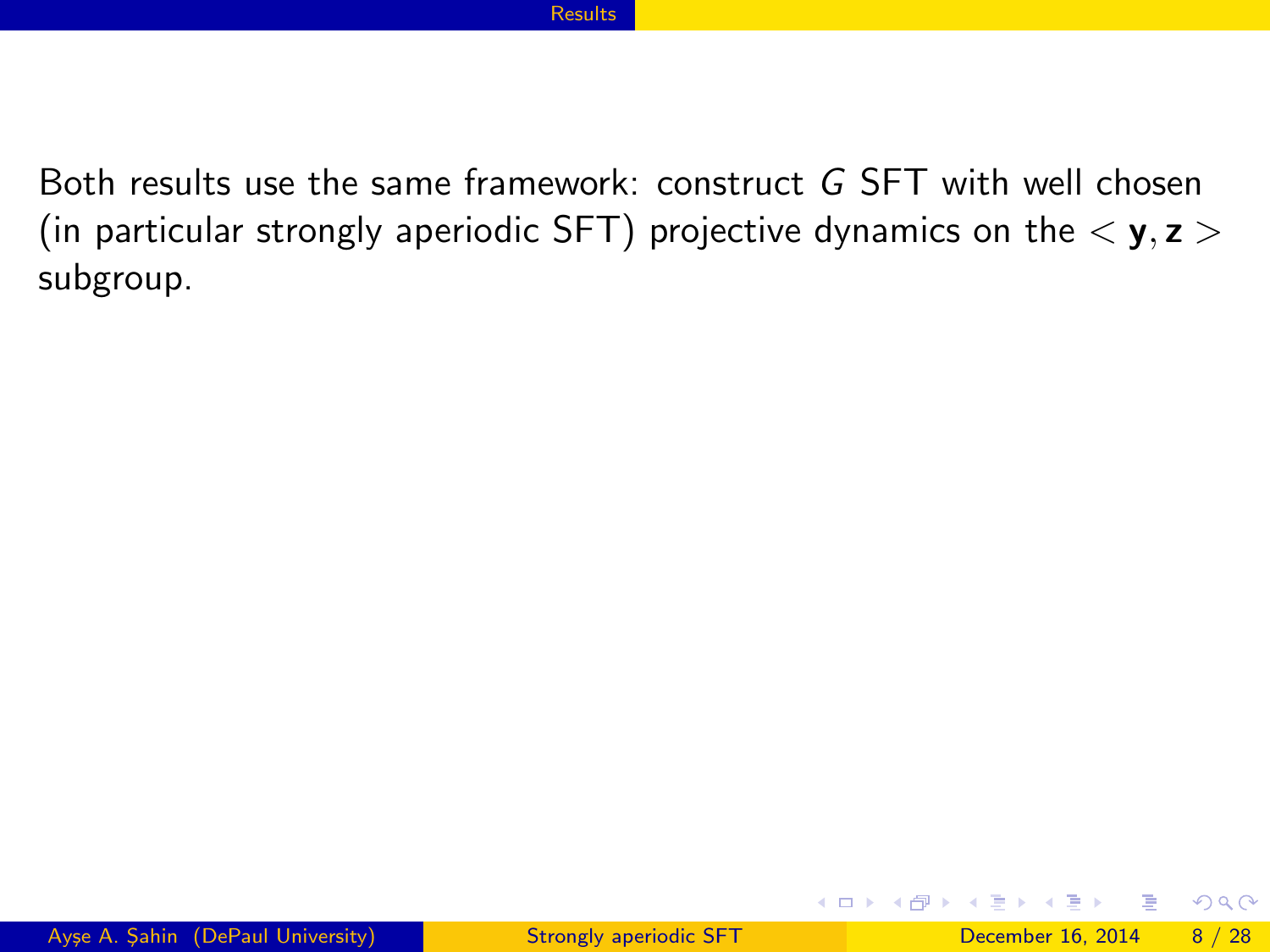Both results use the same framework: construct $G$ SFT with well chosen (in particular strongly aperiodic SFT) projective dynamics on the $< \mathbf{y}, \mathbf{z} >$ subgroup.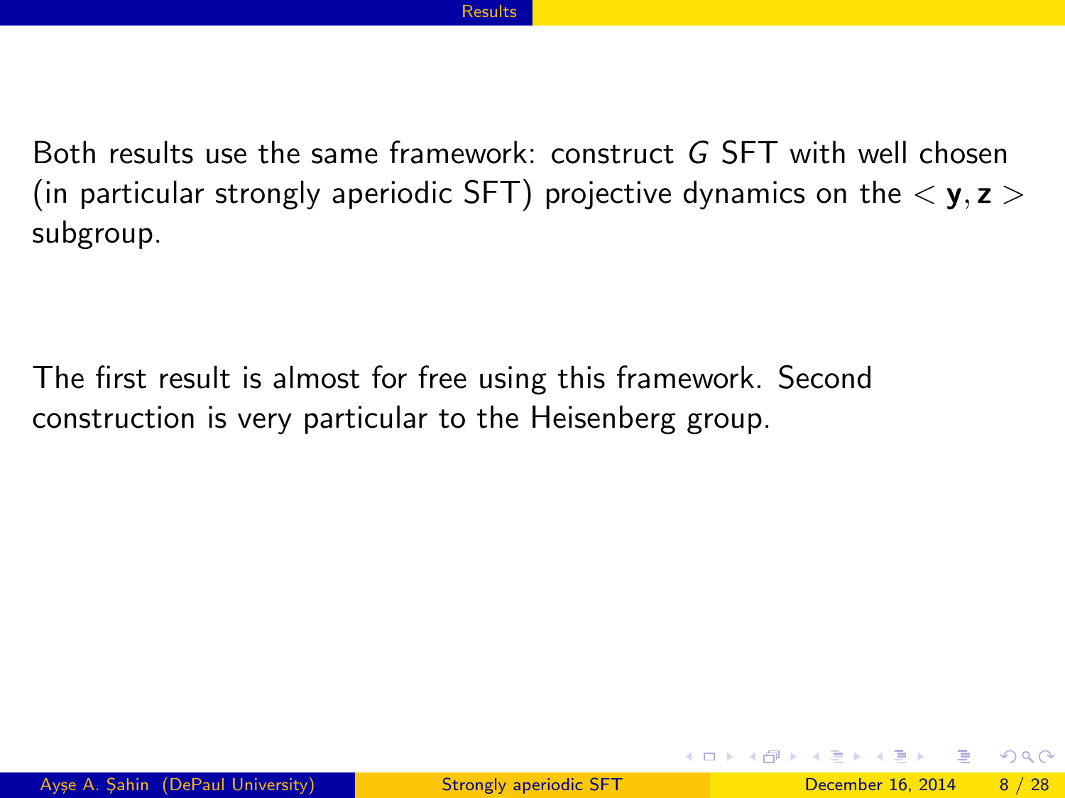Both results use the same framework: construct $G$ SFT with well chosen (in particular strongly aperiodic SFT) projective dynamics on the $< \mathbf{y}, \mathbf{z} >$ subgroup.

The first result is almost for free using this framework. Second construction is very particular to the Heisenberg group.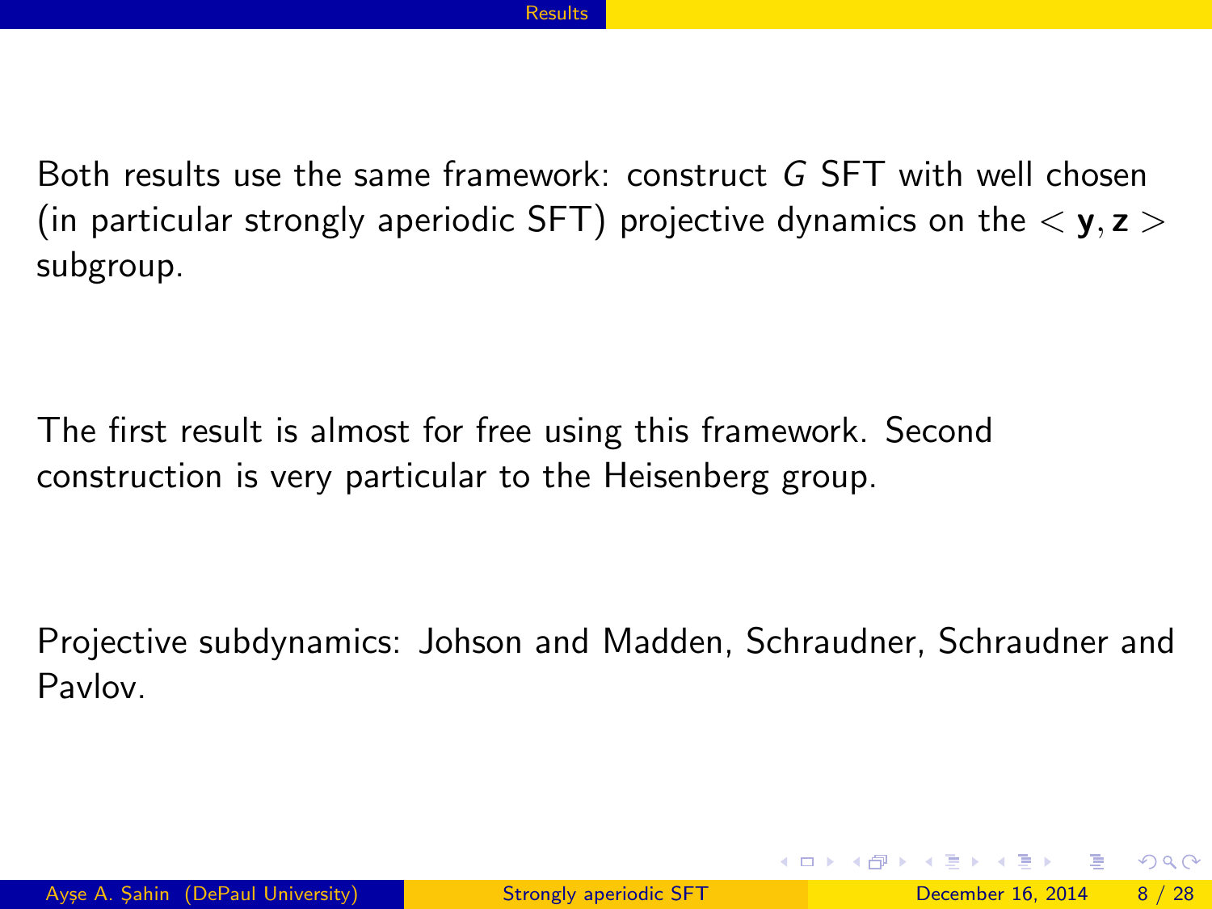Both results use the same framework: construct $G$ SFT with well chosen (in particular strongly aperiodic SFT) projective dynamics on the $<\mathbf{y}, \mathbf{z}>$ subgroup.

The first result is almost for free using this framework. Second construction is very particular to the Heisenberg group.

Projective subdynamics: Johson and Madden, Schraudner, Schraudner and Pavlov.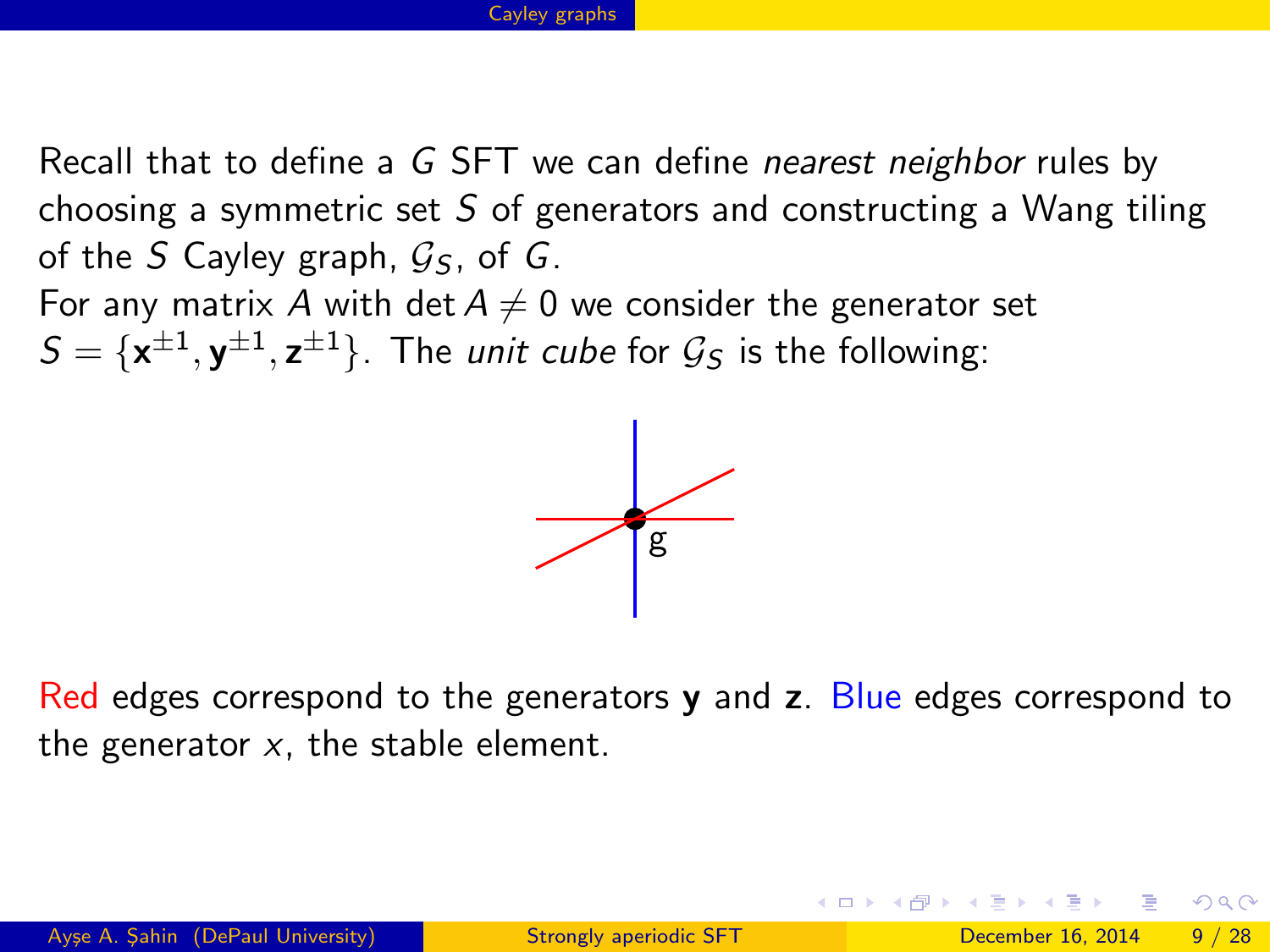Recall that to define a $G$ SFT we can define *nearest neighbor* rules by choosing a symmetric set $S$ of generators and constructing a Wang tiling of the $S$ Cayley graph, $\mathcal{G}_S$, of $G$.

For any matrix $A$ with $\det A \neq 0$ we consider the generator set $S = \{\mathbf{x}^{\pm 1}, \mathbf{y}^{\pm 1}, \mathbf{z}^{\pm 1}\}$. The *unit cube* for $\mathcal{G}_S$ is the following:

Red edges correspond to the generators **y** and **z**. Blue edges correspond to the generator $x$, the stable element.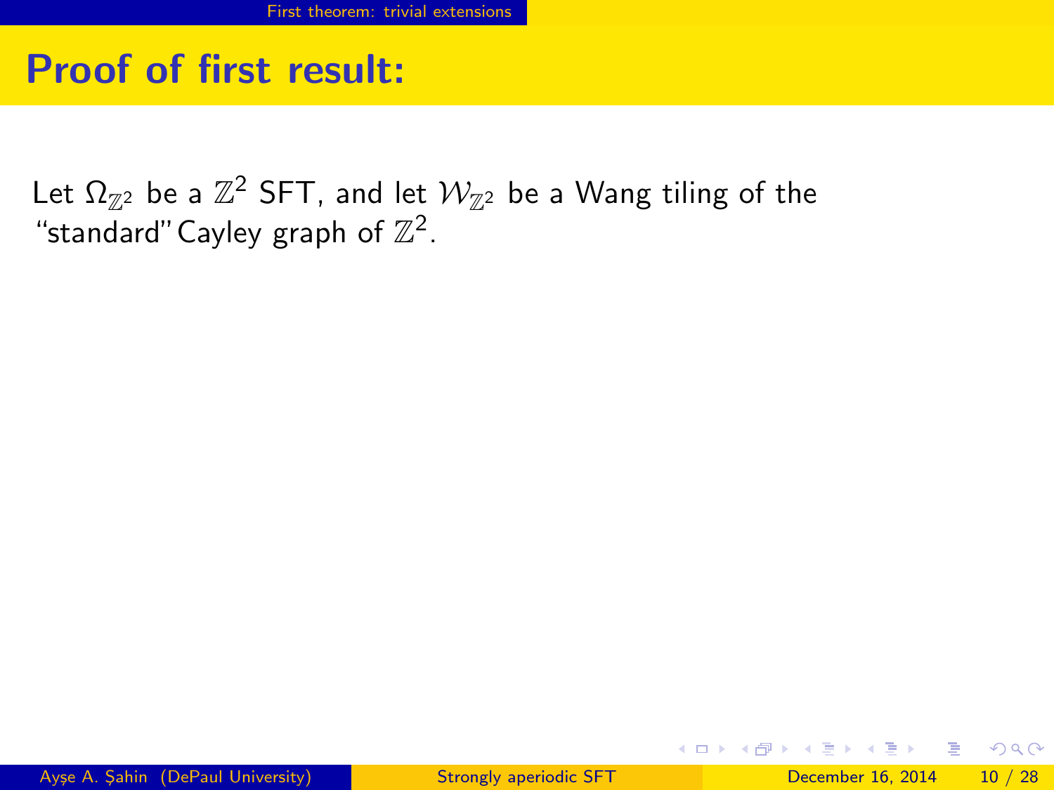# Proof of first result:

Let $\Omega_{\mathbb{Z}^2}$ be a $\mathbb{Z}^2$ SFT, and let $\mathcal{W}_{\mathbb{Z}^2}$ be a Wang tiling of the "standard" Cayley graph of $\mathbb{Z}^2$.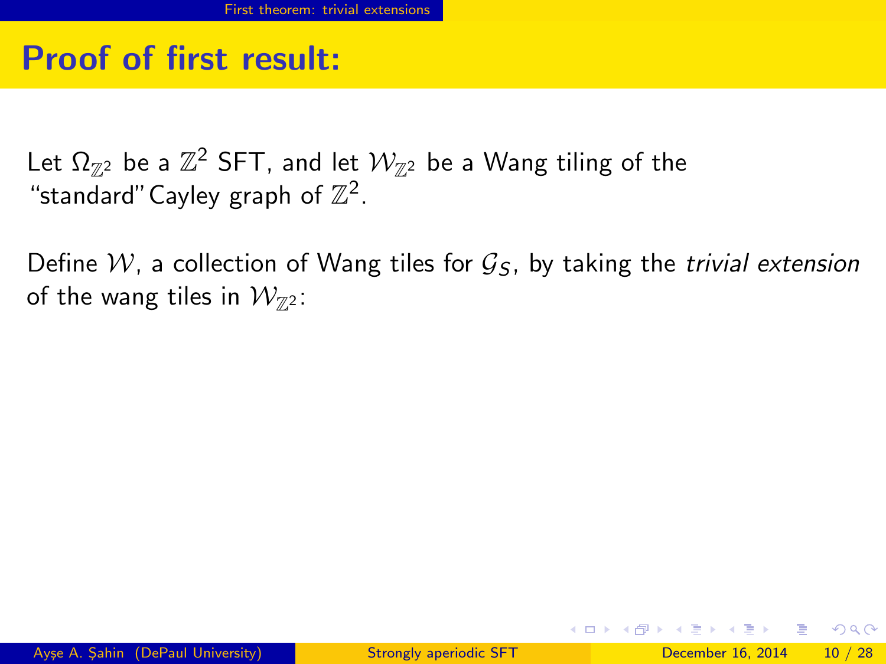## Proof of first result:

Let $\Omega_{\mathbb{Z}^2}$ be a $\mathbb{Z}^2$ SFT, and let $\mathcal{W}_{\mathbb{Z}^2}$ be a Wang tiling of the "standard" Cayley graph of $\mathbb{Z}^2$.

Define $\mathcal{W}$, a collection of Wang tiles for $\mathcal{G}_S$, by taking the *trivial extension* of the wang tiles in $\mathcal{W}_{\mathbb{Z}^2}$: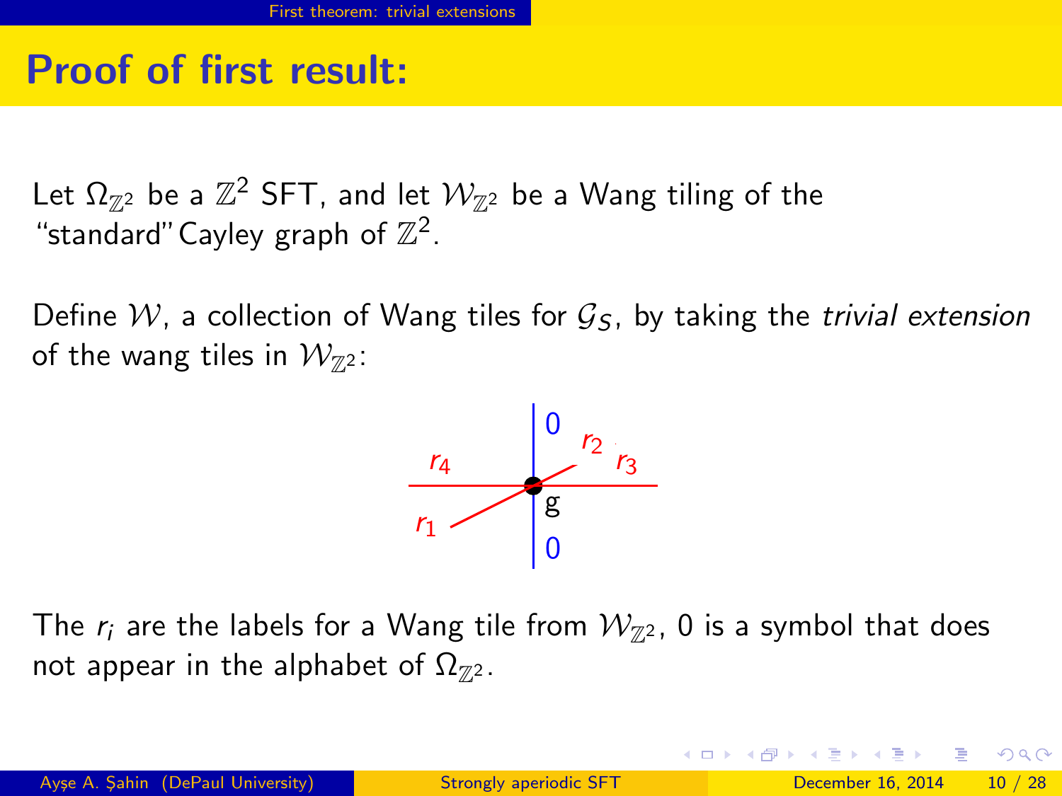## Proof of first result:

Let $\Omega_{\mathbb{Z}^2}$ be a $\mathbb{Z}^2$ SFT, and let $\mathcal{W}_{\mathbb{Z}^2}$ be a Wang tiling of the "standard" Cayley graph of $\mathbb{Z}^2$.

Define $\mathcal{W}$, a collection of Wang tiles for $\mathcal{G}_S$, by taking the *trivial extension* of the wang tiles in $\mathcal{W}_{\mathbb{Z}^2}$:

The $r_i$ are the labels for a Wang tile from $\mathcal{W}_{\mathbb{Z}^2}$, 0 is a symbol that does not appear in the alphabet of $\Omega_{\mathbb{Z}^2}$.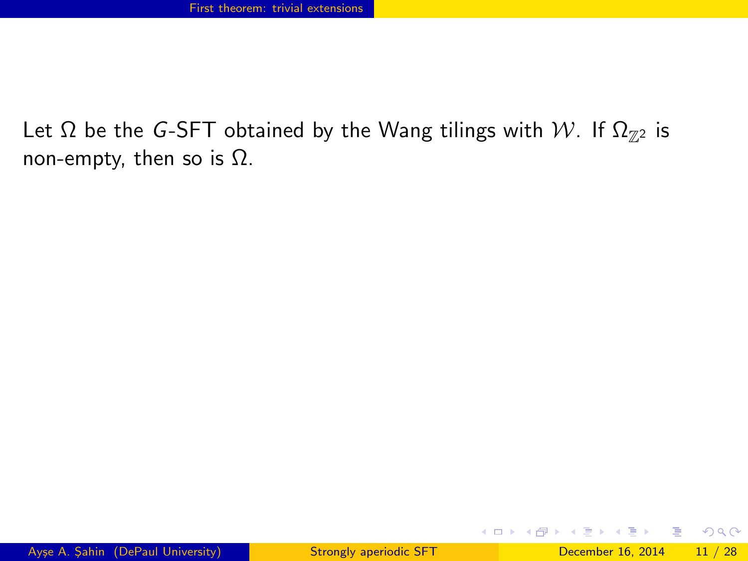Let $\Omega$ be the $G$-SFT obtained by the Wang tilings with $\mathcal{W}$. If $\Omega_{\mathbb{Z}^2}$ is non-empty, then so is $\Omega$.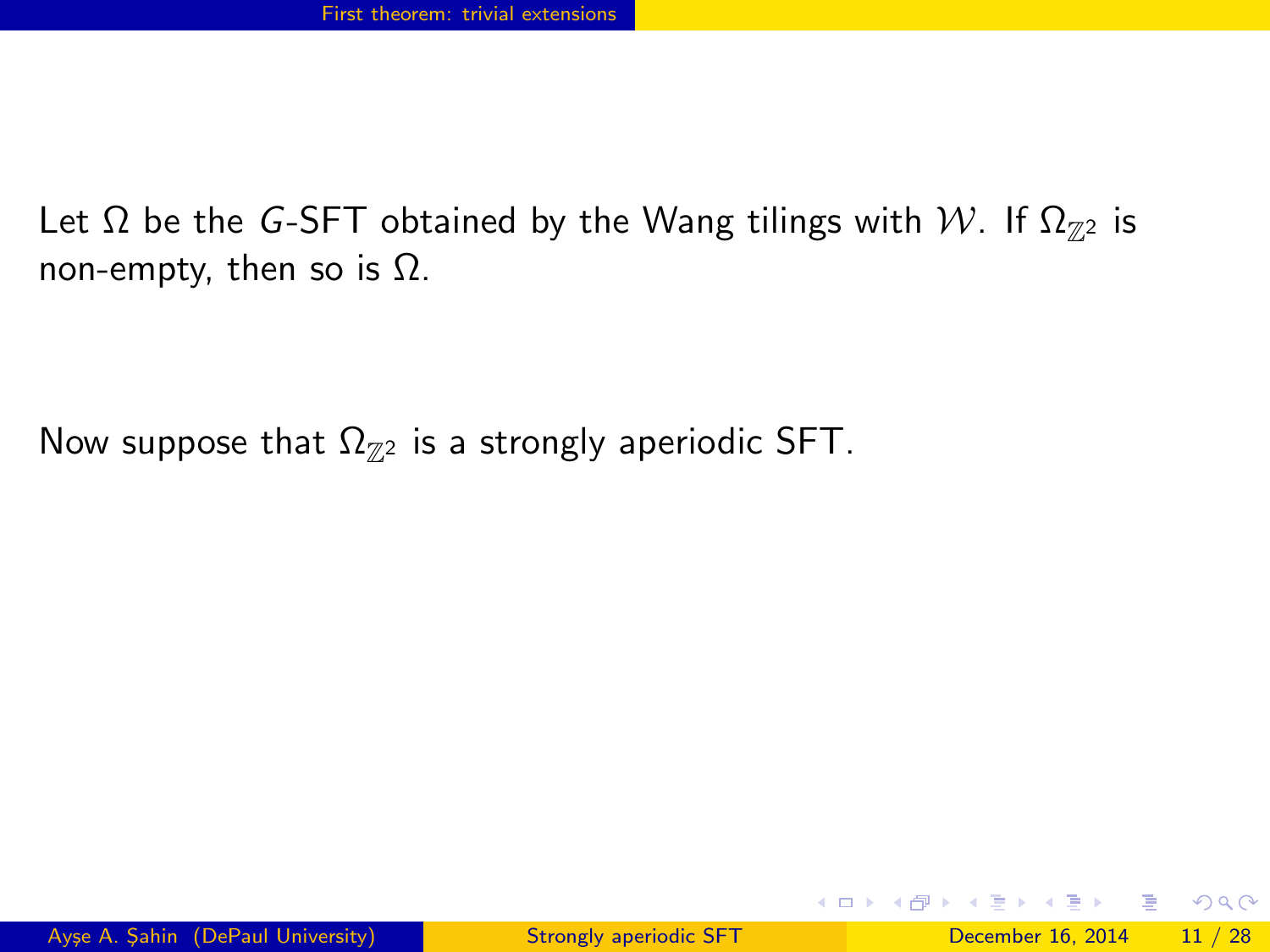Let $\Omega$ be the $G$-SFT obtained by the Wang tilings with $\mathcal{W}$. If $\Omega_{\mathbb{Z}^2}$ is non-empty, then so is $\Omega$.

Now suppose that $\Omega_{\mathbb{Z}^2}$ is a strongly aperiodic SFT.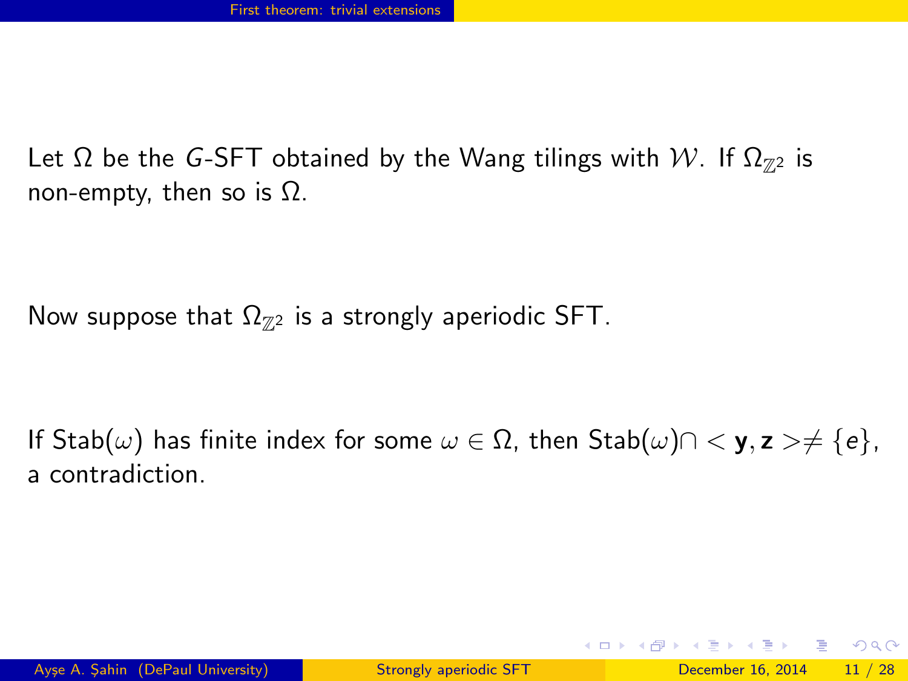Let $\Omega$ be the $G$-SFT obtained by the Wang tilings with $\mathcal{W}$. If $\Omega_{\mathbb{Z}^2}$ is non-empty, then so is $\Omega$.

Now suppose that $\Omega_{\mathbb{Z}^2}$ is a strongly aperiodic SFT.

If $\mathrm{Stab}(\omega)$ has finite index for some $\omega \in \Omega$, then $\mathrm{Stab}(\omega) \cap < \mathbf{y}, \mathbf{z} > \neq \{e\}$, a contradiction.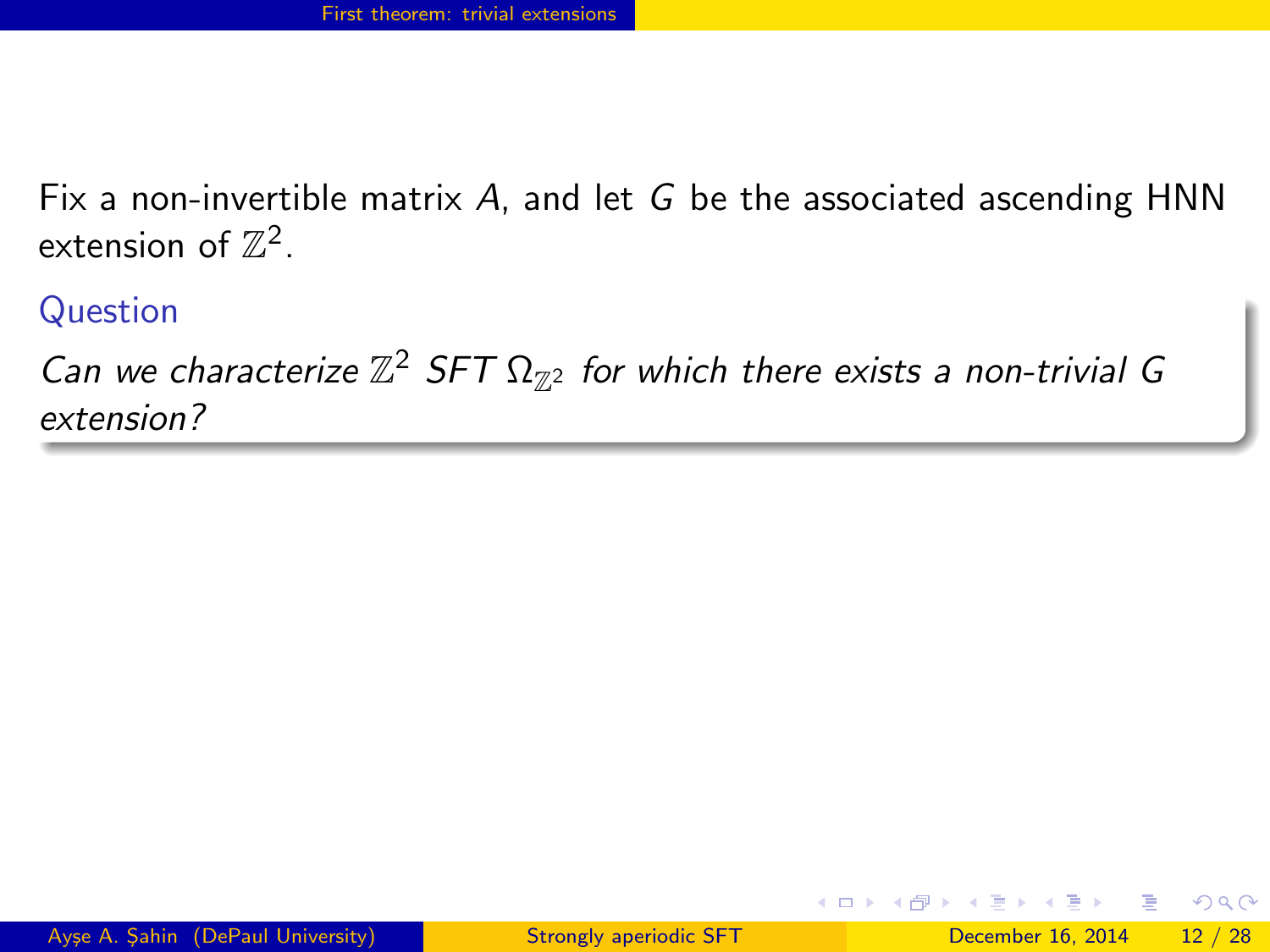Fix a non-invertible matrix $A$, and let $G$ be the associated ascending HNN extension of $\mathbb{Z}^2$.

**Question**

*Can we characterize $\mathbb{Z}^2$ SFT $\Omega_{\mathbb{Z}^2}$ for which there exists a non-trivial $G$ extension?*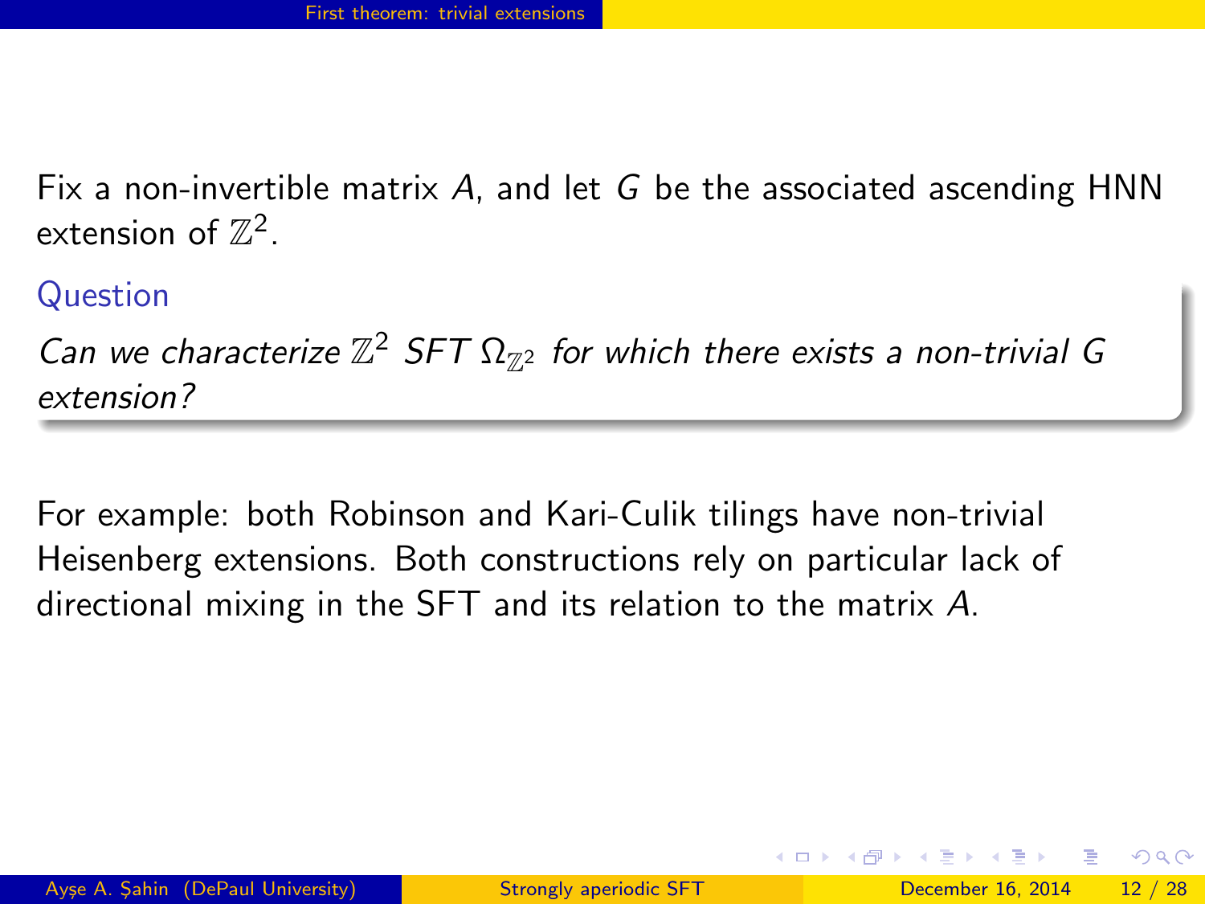Fix a non-invertible matrix $A$, and let $G$ be the associated ascending HNN extension of $\mathbb{Z}^2$.

**Question**

*Can we characterize $\mathbb{Z}^2$ SFT $\Omega_{\mathbb{Z}^2}$ for which there exists a non-trivial $G$ extension?*

For example: both Robinson and Kari-Culik tilings have non-trivial Heisenberg extensions. Both constructions rely on particular lack of directional mixing in the SFT and its relation to the matrix $A$.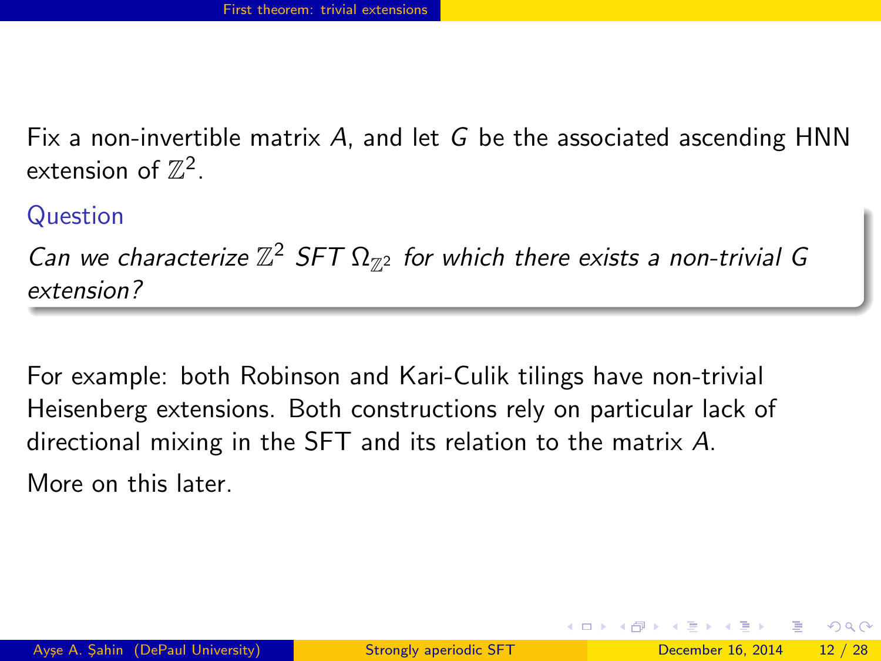Fix a non-invertible matrix $A$, and let $G$ be the associated ascending HNN extension of $\mathbb{Z}^2$.

**Question**

*Can we characterize $\mathbb{Z}^2$ SFT $\Omega_{\mathbb{Z}^2}$ for which there exists a non-trivial $G$ extension?*

For example: both Robinson and Kari-Culik tilings have non-trivial Heisenberg extensions. Both constructions rely on particular lack of directional mixing in the SFT and its relation to the matrix $A$.

More on this later.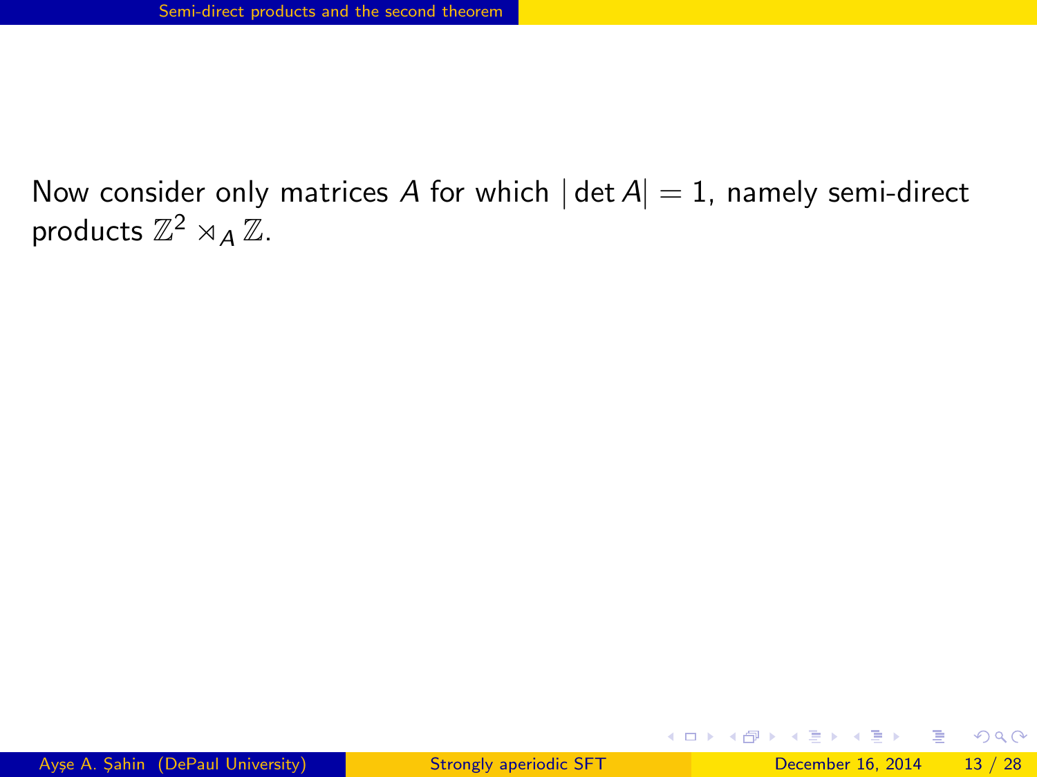Now consider only matrices $A$ for which $|\det A| = 1$, namely semi-direct products $\mathbb{Z}^2 \rtimes_A \mathbb{Z}$.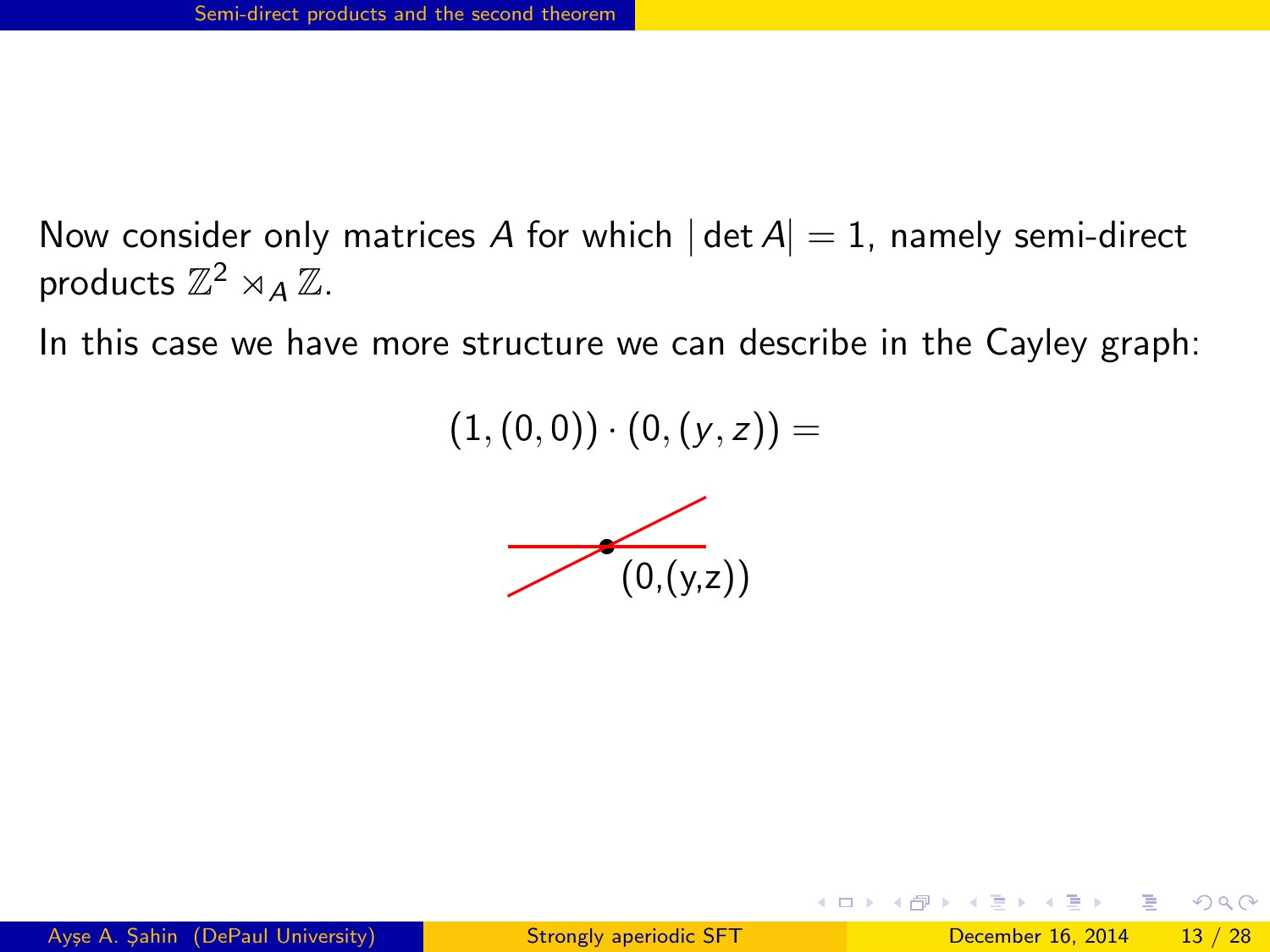Now consider only matrices $A$ for which $|\det A| = 1$, namely semi-direct products $\mathbb{Z}^2 \rtimes_A \mathbb{Z}$.

In this case we have more structure we can describe in the Cayley graph:

$$(1,(0,0)) \cdot (0,(y,z)) =$$

(0,(y,z))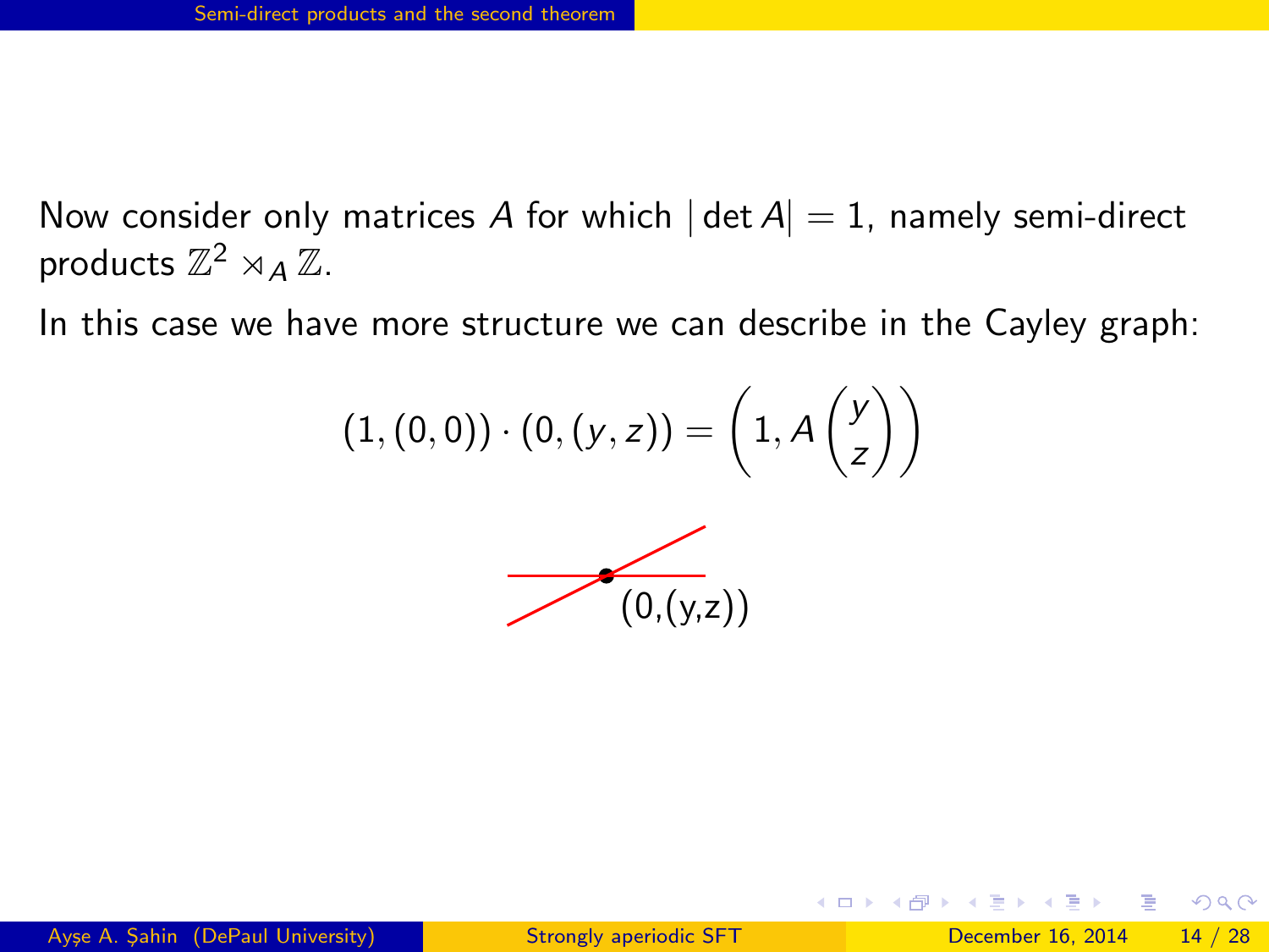Now consider only matrices $A$ for which $|\det A| = 1$, namely semi-direct products $\mathbb{Z}^2 \rtimes_A \mathbb{Z}$.

In this case we have more structure we can describe in the Cayley graph:

$$(1,(0,0)) \cdot (0,(y,z)) = \left(1, A\begin{pmatrix} y \\ z \end{pmatrix}\right)$$

(0,(y,z))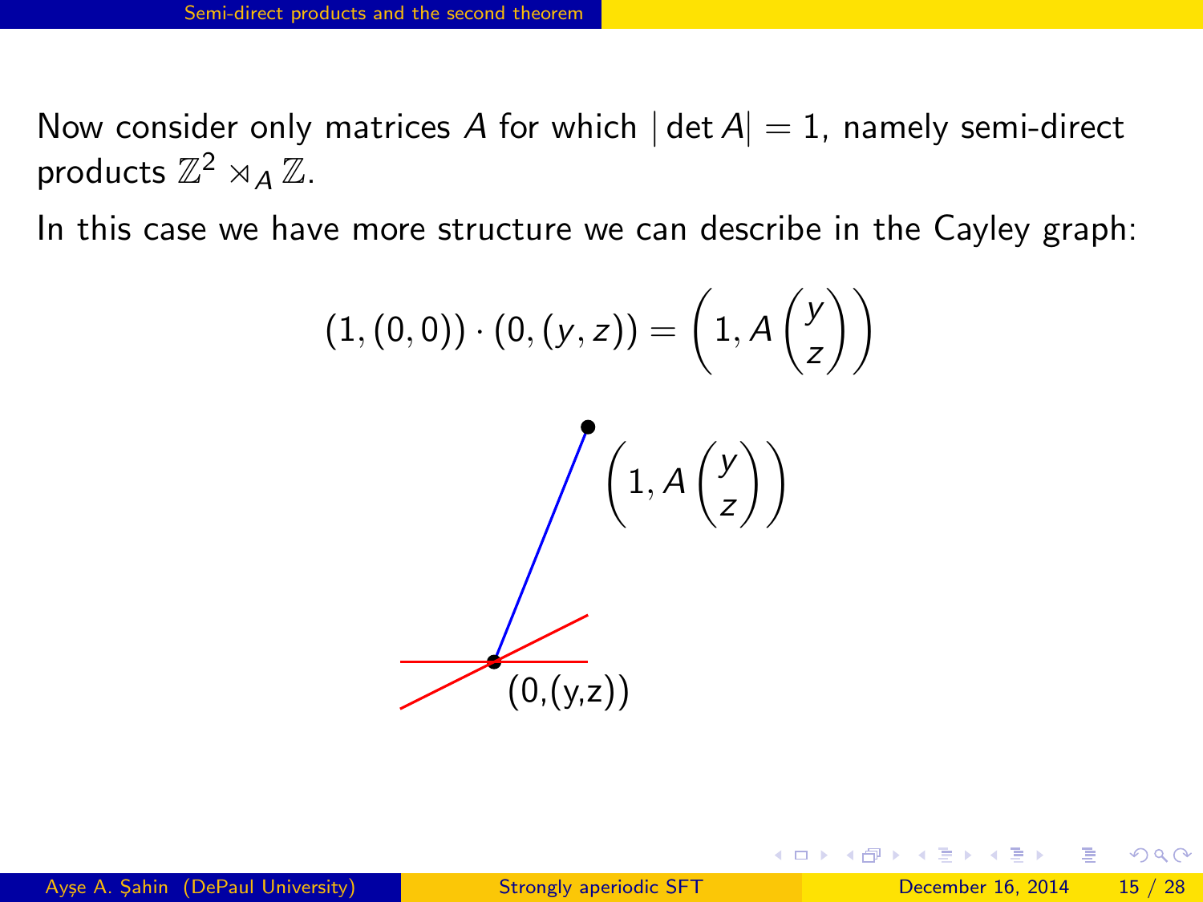Now consider only matrices $A$ for which $|\det A| = 1$, namely semi-direct products $\mathbb{Z}^2 \rtimes_A \mathbb{Z}$.

In this case we have more structure we can describe in the Cayley graph:

$$(1,(0,0)) \cdot (0,(y,z)) = \left(1, A\begin{pmatrix} y \\ z \end{pmatrix}\right)$$

$\left(1, A\begin{pmatrix} y \\ z \end{pmatrix}\right)$

(0,(y,z))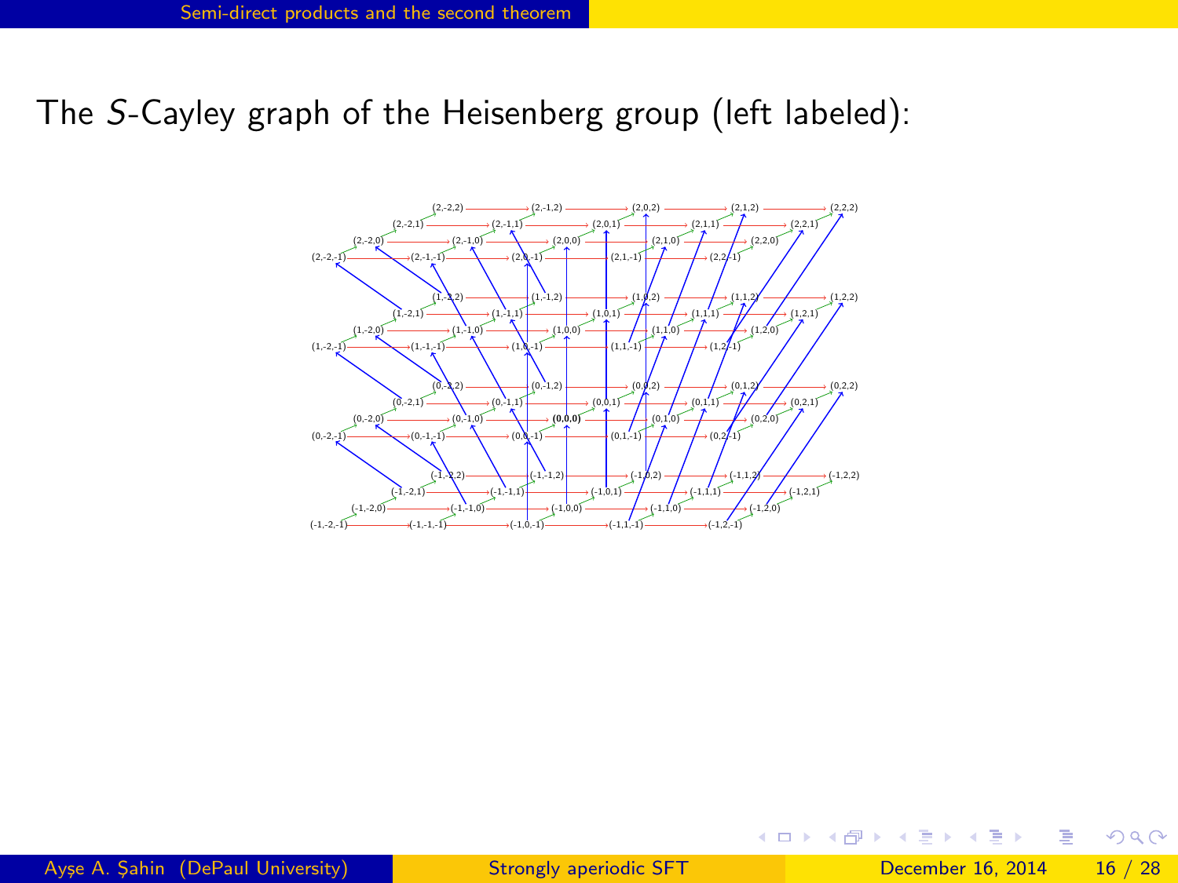The $S$-Cayley graph of the Heisenberg group (left labeled):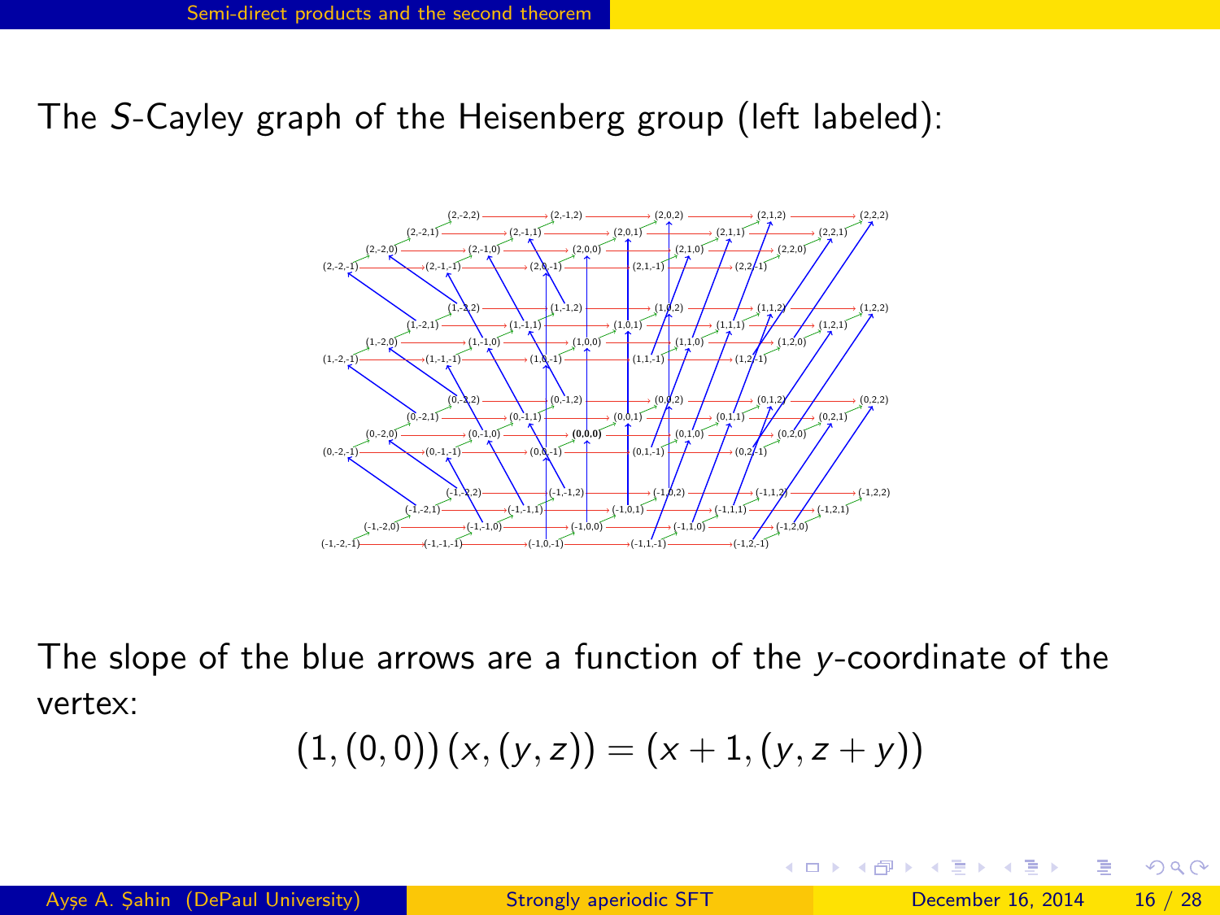The $S$-Cayley graph of the Heisenberg group (left labeled):

The slope of the blue arrows are a function of the $y$-coordinate of the vertex:

$$(1,(0,0))\,(x,(y,z)) = (x+1,(y,z+y))$$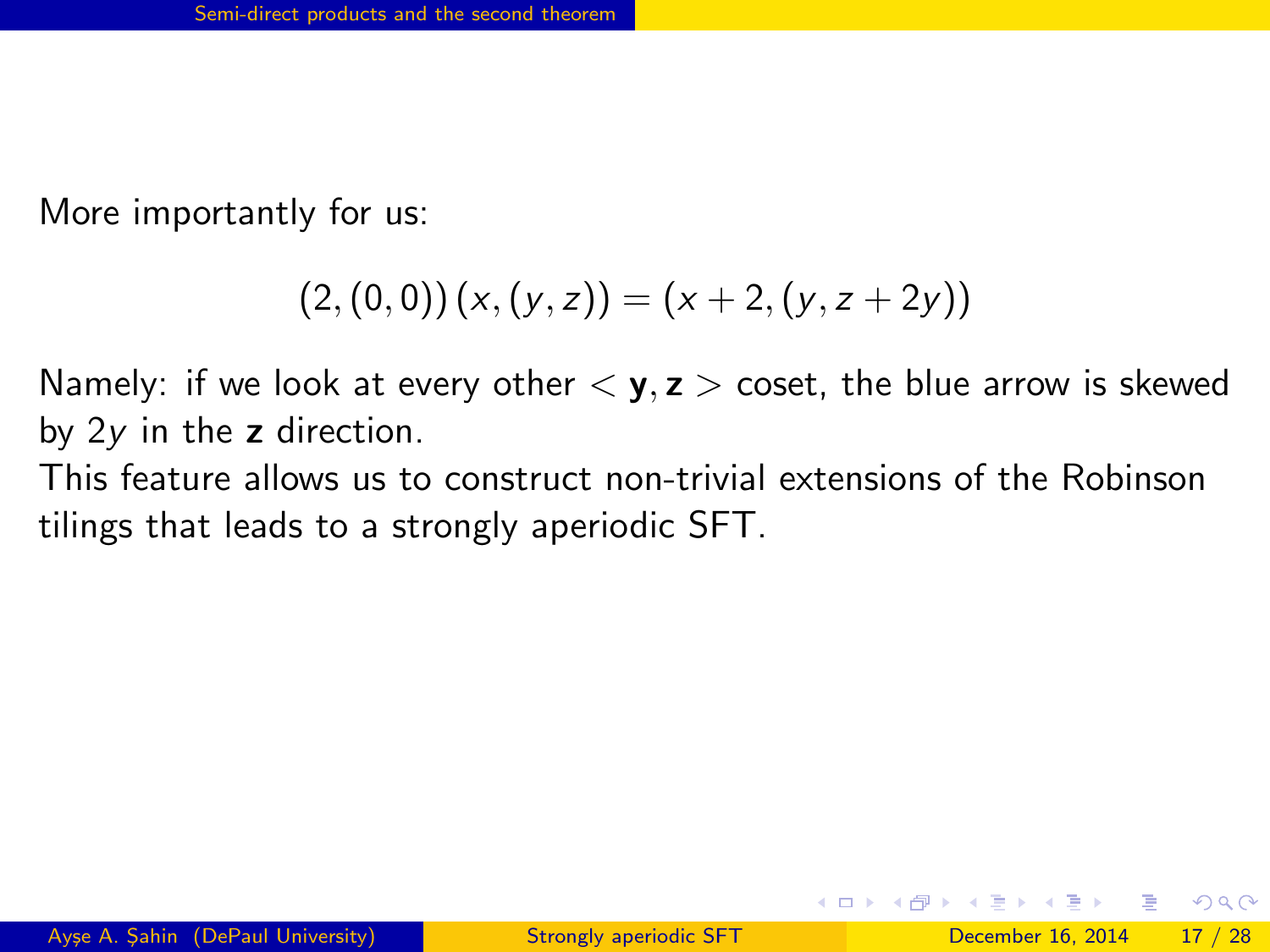More importantly for us:

$$(2,(0,0))\,(x,(y,z)) = (x+2,(y,z+2y))$$

Namely: if we look at every other $< \mathbf{y}, \mathbf{z} >$ coset, the blue arrow is skewed by $2y$ in the $\mathbf{z}$ direction.

This feature allows us to construct non-trivial extensions of the Robinson tilings that leads to a strongly aperiodic SFT.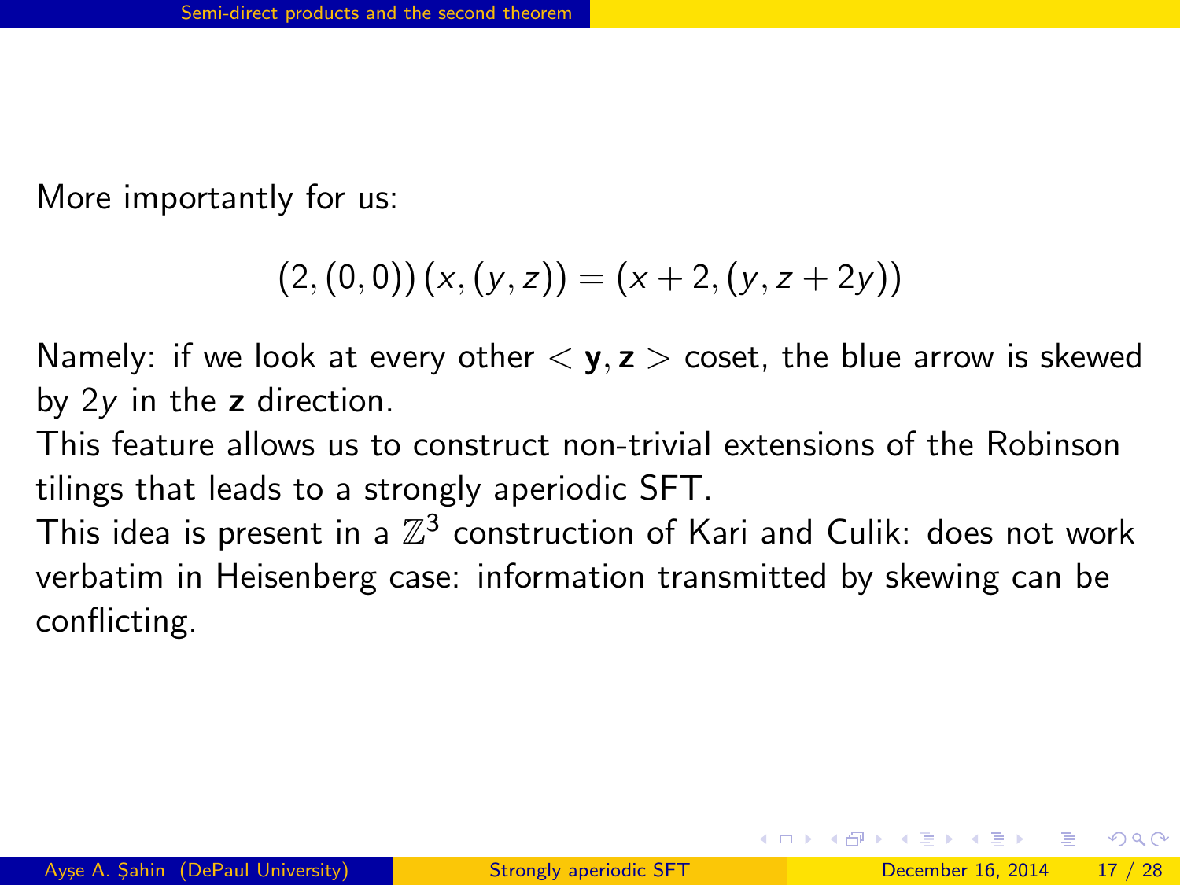More importantly for us:

$$(2,(0,0))\,(x,(y,z)) = (x+2,(y,z+2y))$$

Namely: if we look at every other $<\mathbf{y},\mathbf{z}>$ coset, the blue arrow is skewed by $2y$ in the $\mathbf{z}$ direction.

This feature allows us to construct non-trivial extensions of the Robinson tilings that leads to a strongly aperiodic SFT.

This idea is present in a $\mathbb{Z}^3$ construction of Kari and Culik: does not work verbatim in Heisenberg case: information transmitted by skewing can be conflicting.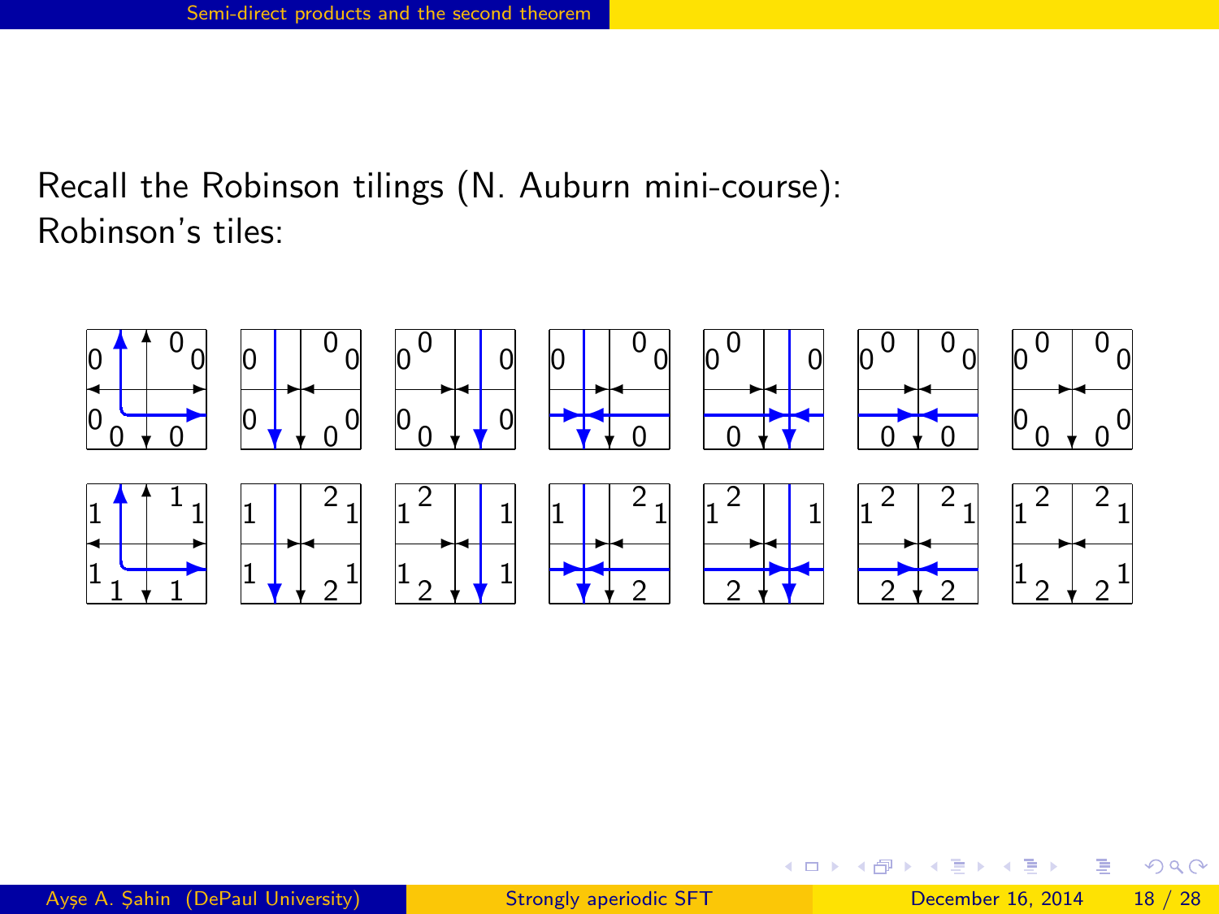Recall the Robinson tilings (N. Auburn mini-course):
Robinson's tiles: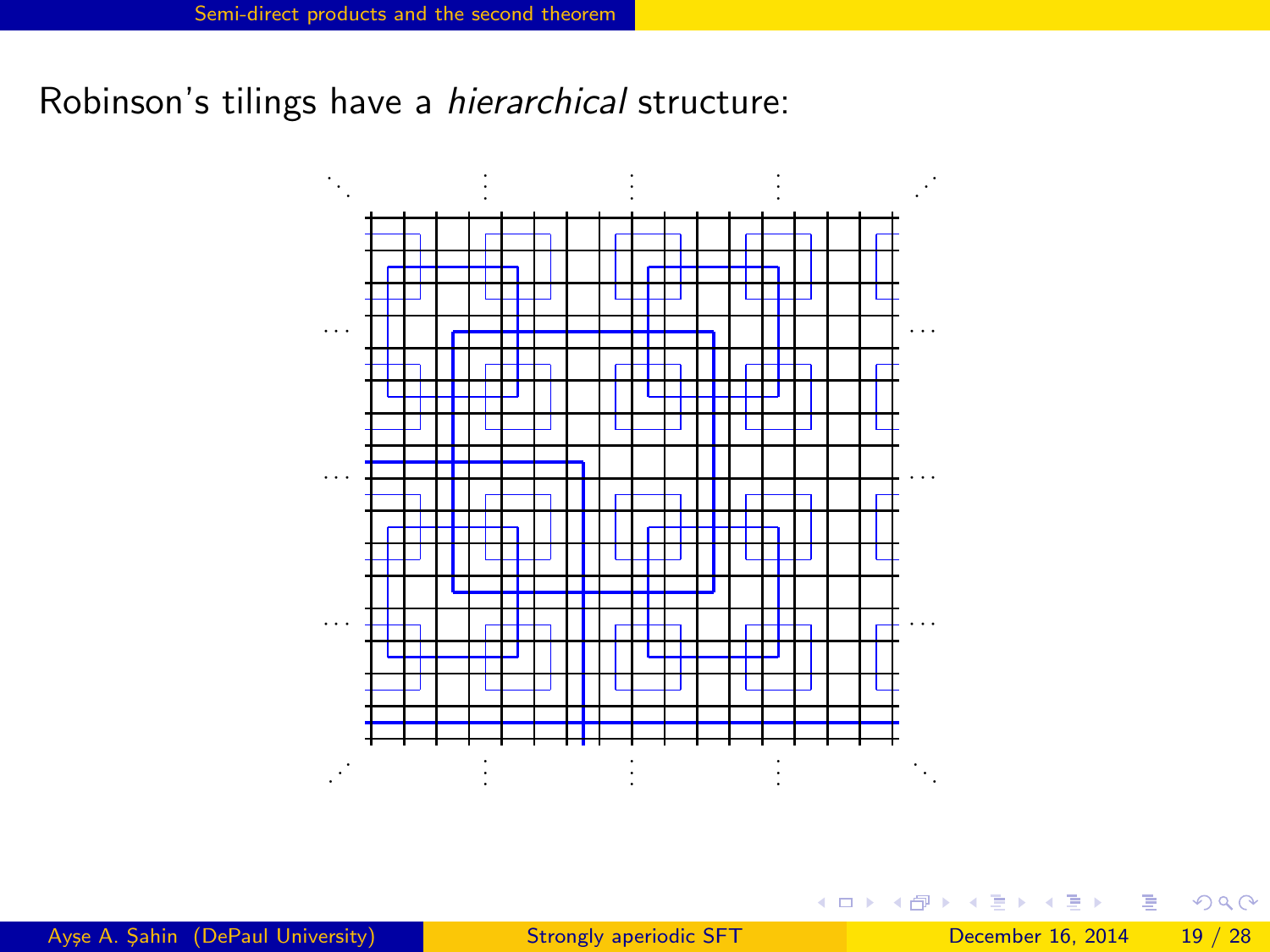Robinson's tilings have a *hierarchical* structure: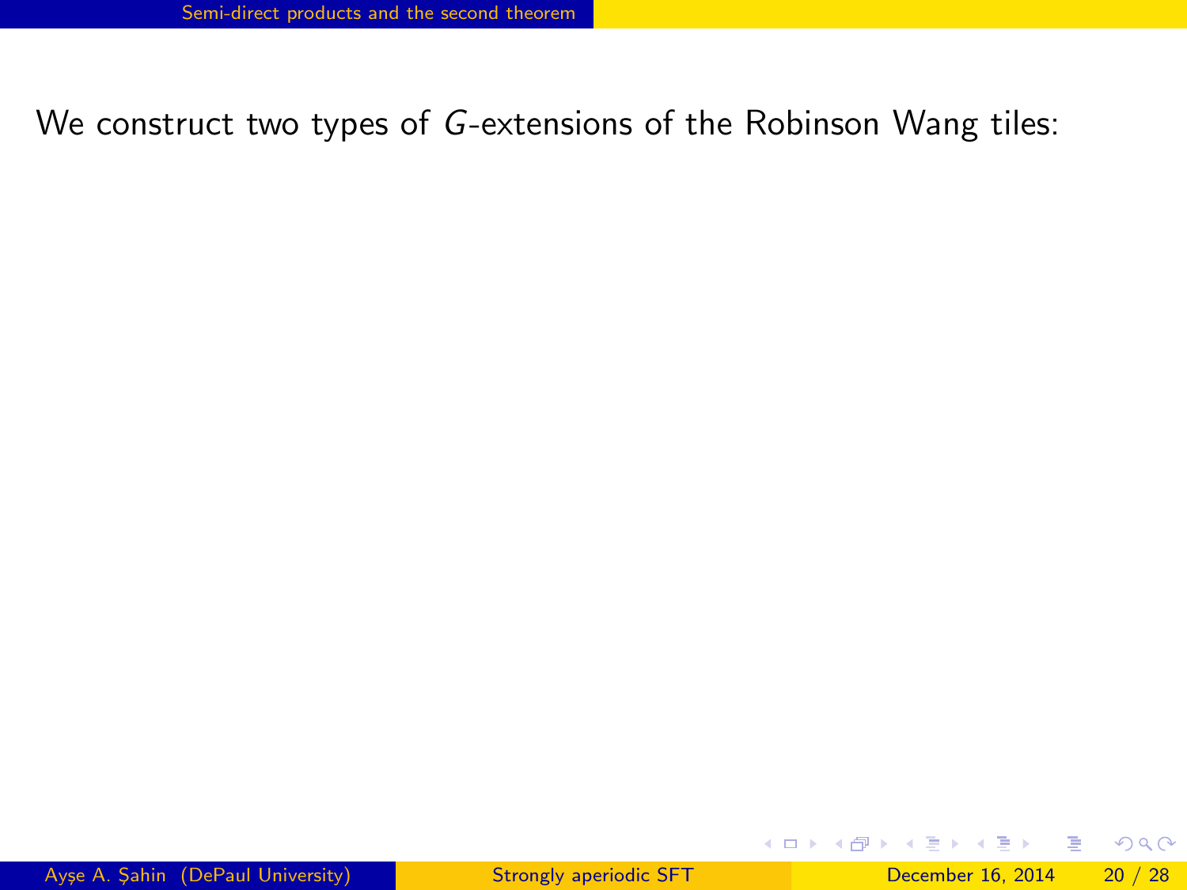We construct two types of $G$-extensions of the Robinson Wang tiles: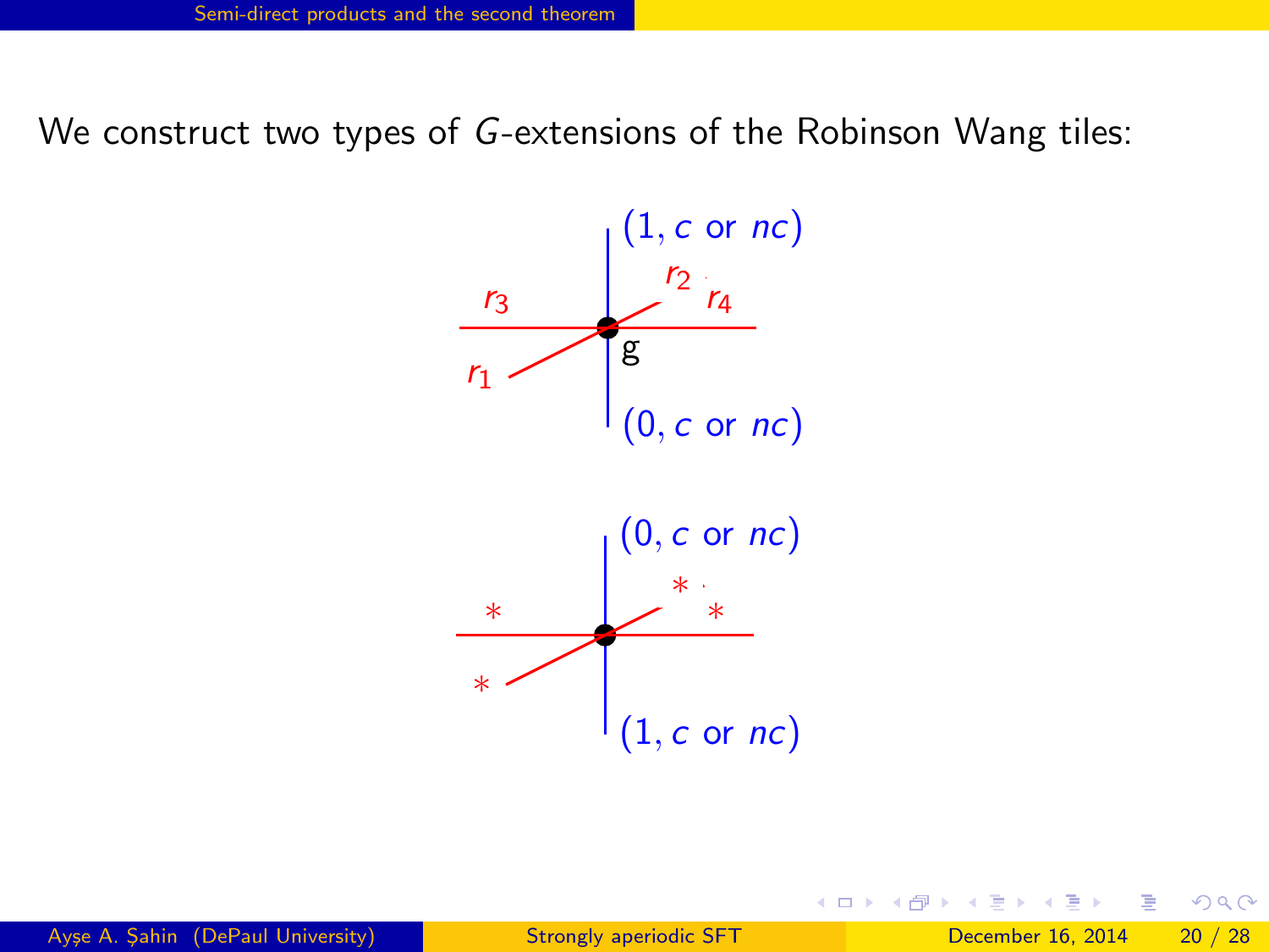We construct two types of $G$-extensions of the Robinson Wang tiles:

$(1, c \text{ or } nc)$

$r_2$ $r_3$ $r_4$

g

$r_1$

$(0, c \text{ or } nc)$

$(0, c \text{ or } nc)$

$*$ $*$ $*$

$*$

$(1, c \text{ or } nc)$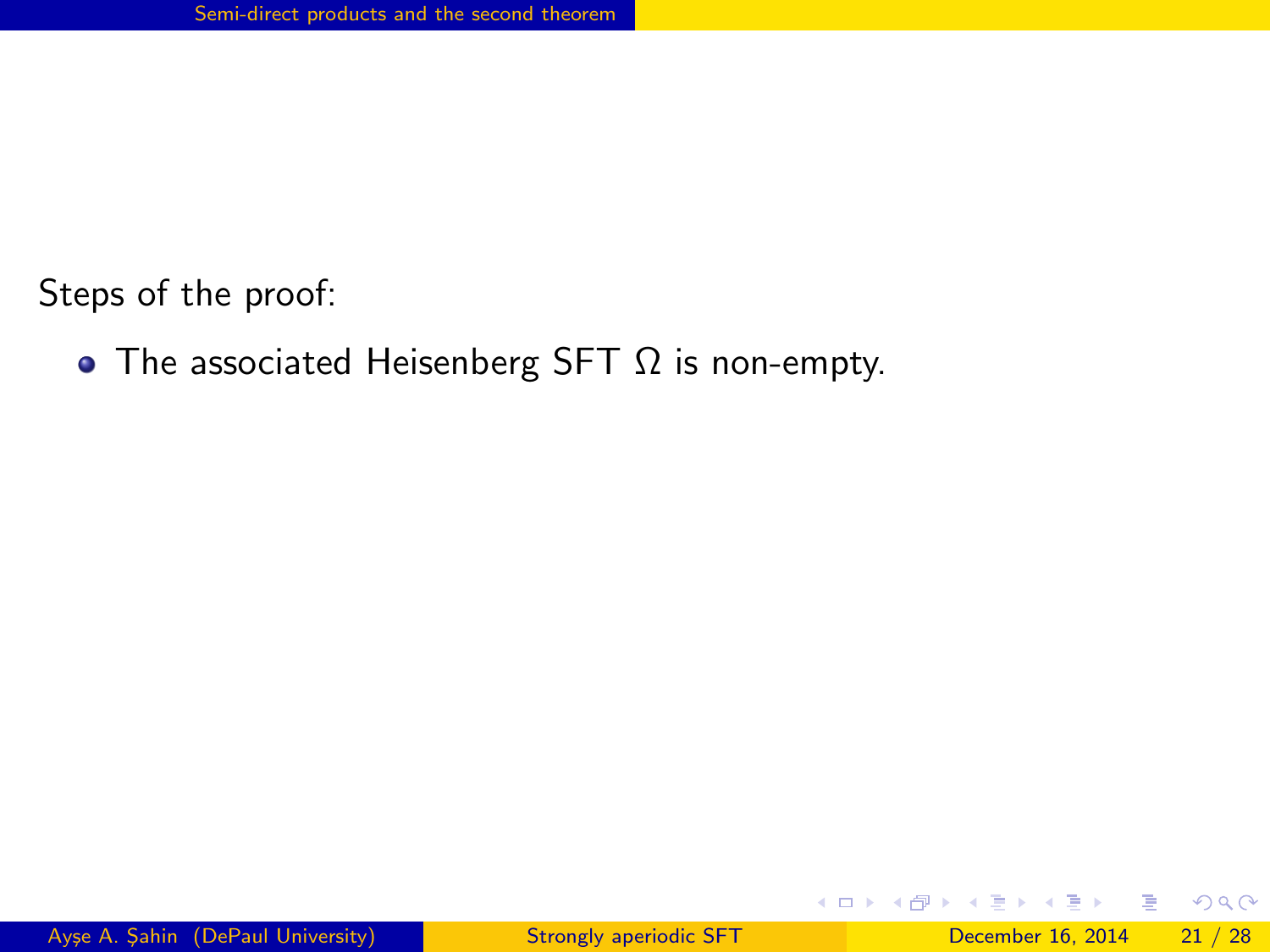Steps of the proof:

- The associated Heisenberg SFT $\Omega$ is non-empty.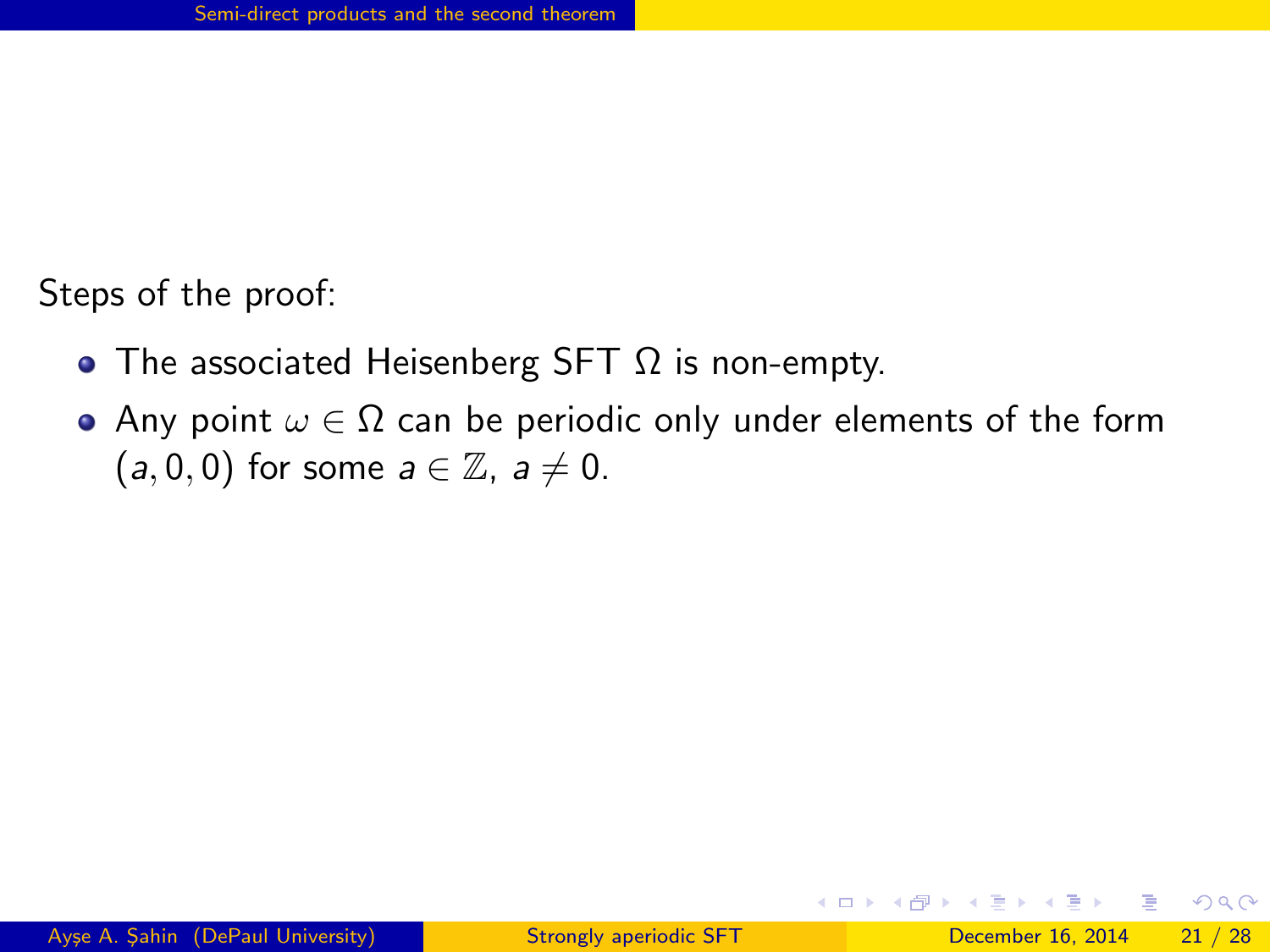Steps of the proof:

- The associated Heisenberg SFT $\Omega$ is non-empty.
- Any point $\omega \in \Omega$ can be periodic only under elements of the form $(a, 0, 0)$ for some $a \in \mathbb{Z}$, $a \neq 0$.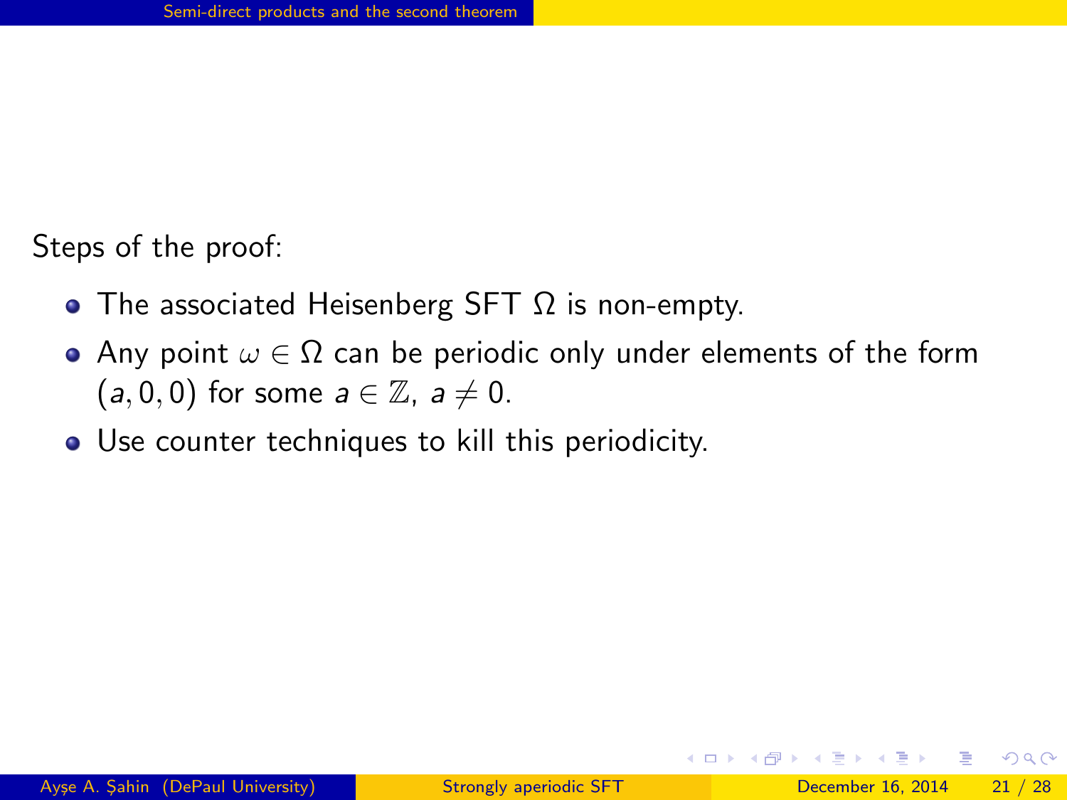Steps of the proof:

- The associated Heisenberg SFT $\Omega$ is non-empty.
- Any point $\omega \in \Omega$ can be periodic only under elements of the form $(a, 0, 0)$ for some $a \in \mathbb{Z}$, $a \neq 0$.
- Use counter techniques to kill this periodicity.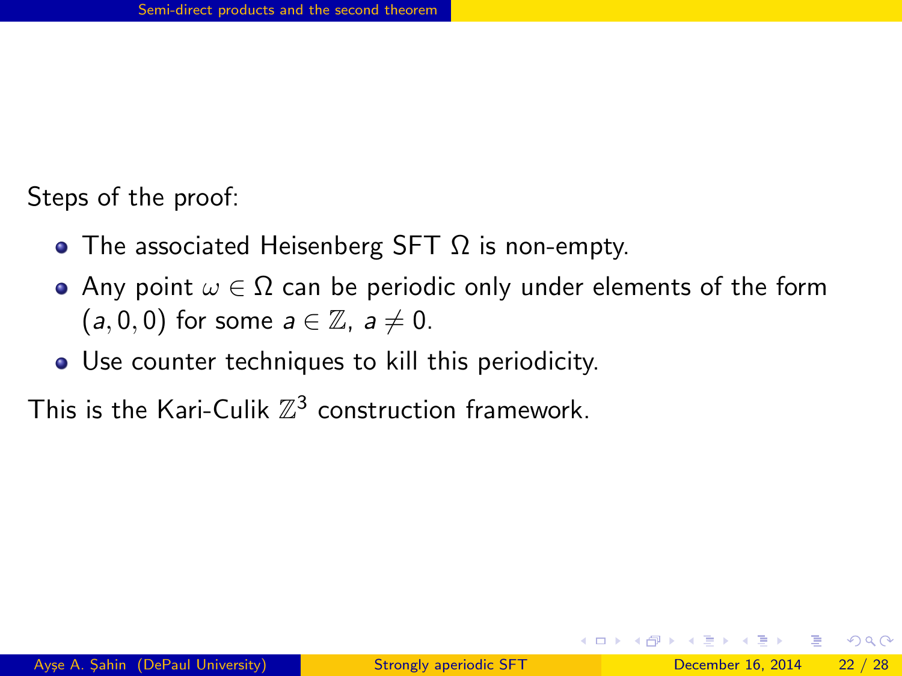Steps of the proof:

- The associated Heisenberg SFT $\Omega$ is non-empty.
- Any point $\omega \in \Omega$ can be periodic only under elements of the form $(a, 0, 0)$ for some $a \in \mathbb{Z}$, $a \neq 0$.
- Use counter techniques to kill this periodicity.

This is the Kari-Culik $\mathbb{Z}^3$ construction framework.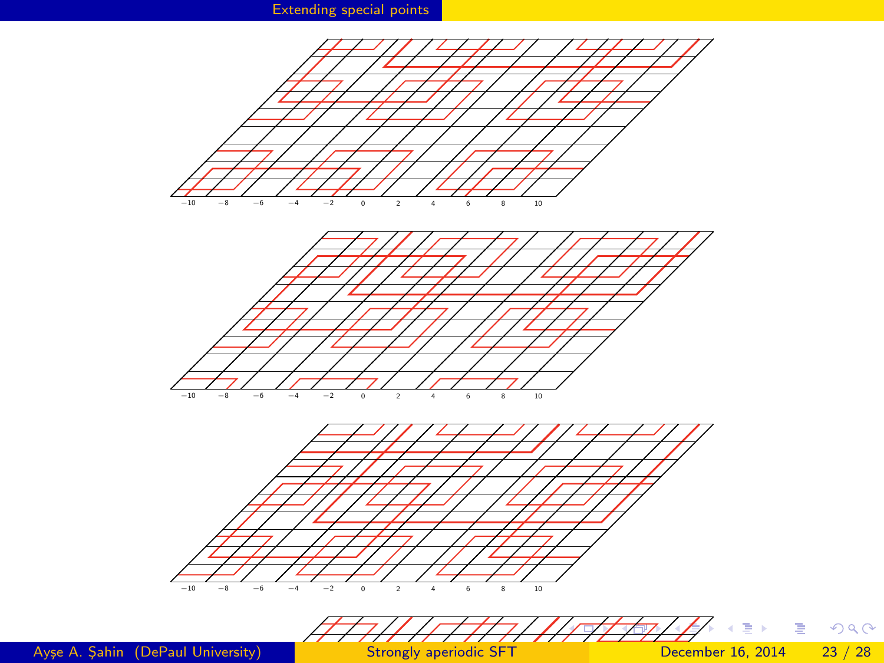## Extending special points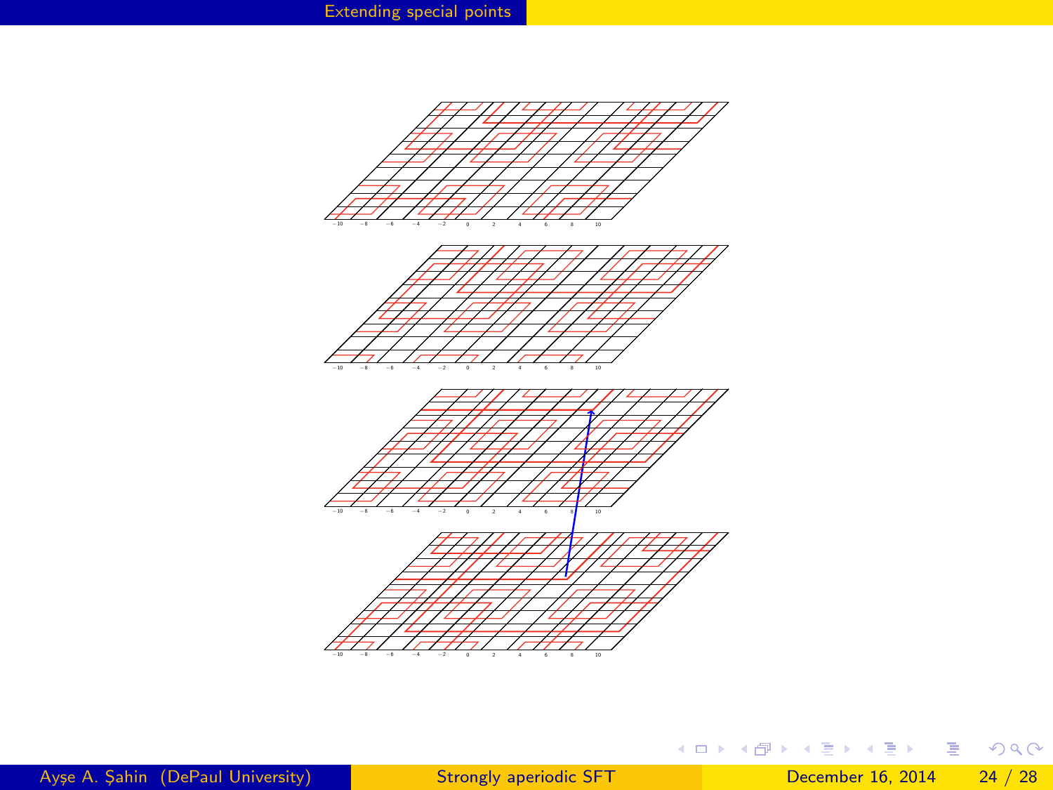## Extending special points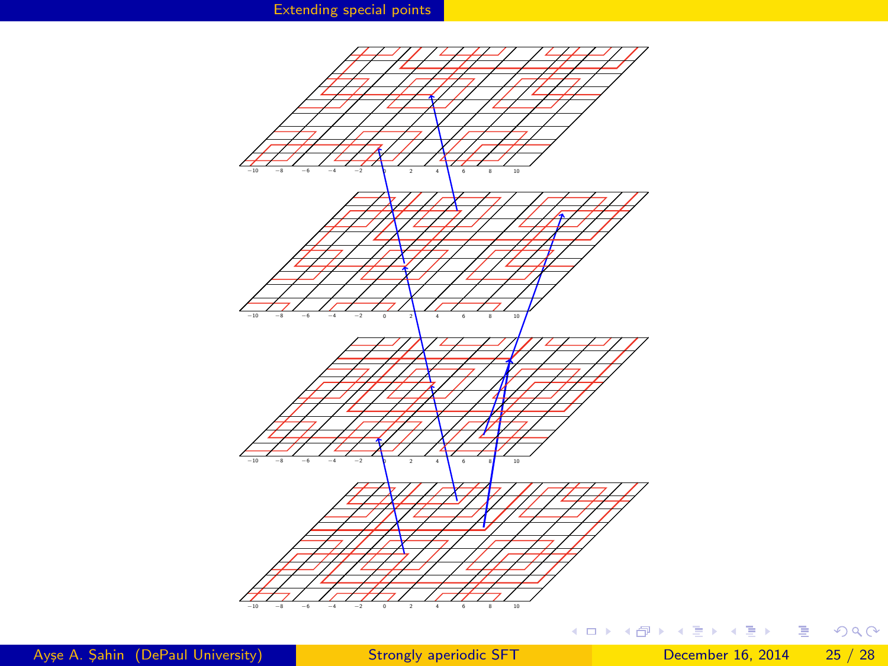# Extending special points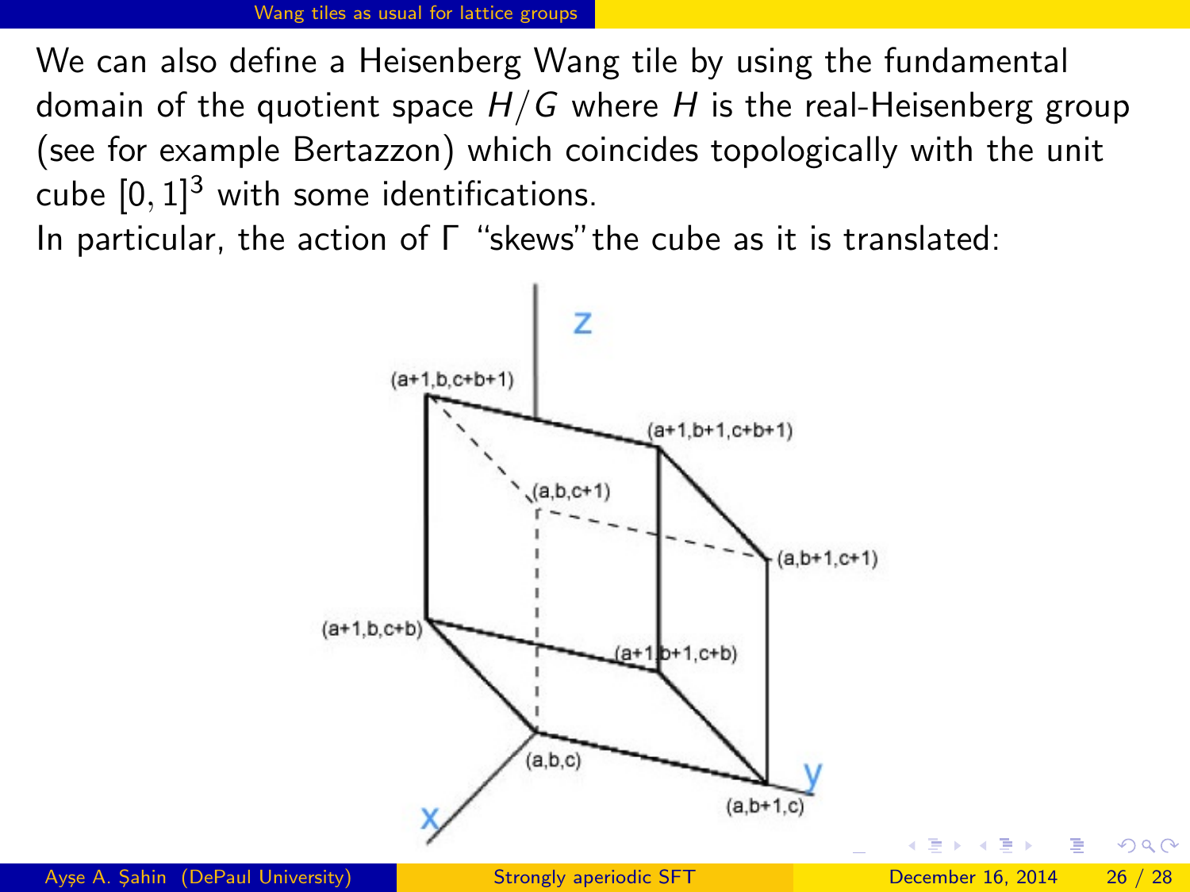## Wang tiles as usual for lattice groups

We can also define a Heisenberg Wang tile by using the fundamental domain of the quotient space $H/G$ where $H$ is the real-Heisenberg group (see for example Bertazzon) which coincides topologically with the unit cube $[0,1]^3$ with some identifications.

In particular, the action of $\Gamma$ "skews" the cube as it is translated: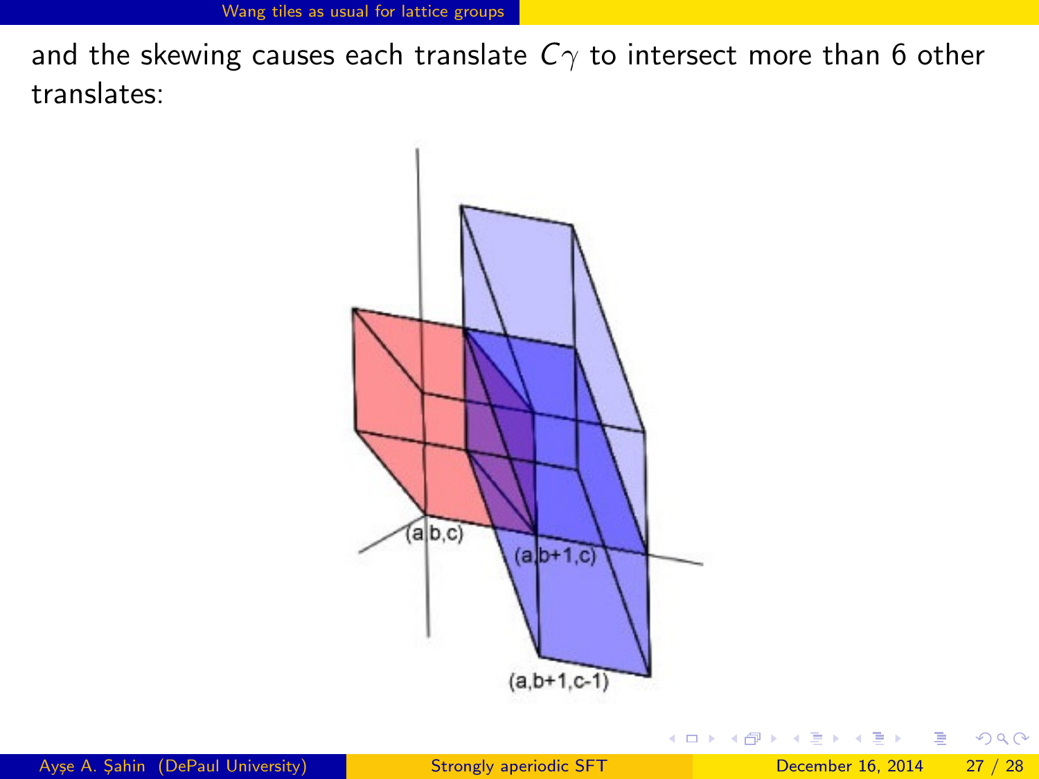and the skewing causes each translate $C\gamma$ to intersect more than 6 other translates:

(a,b,c)

(a,b+1,c)

(a,b+1,c-1)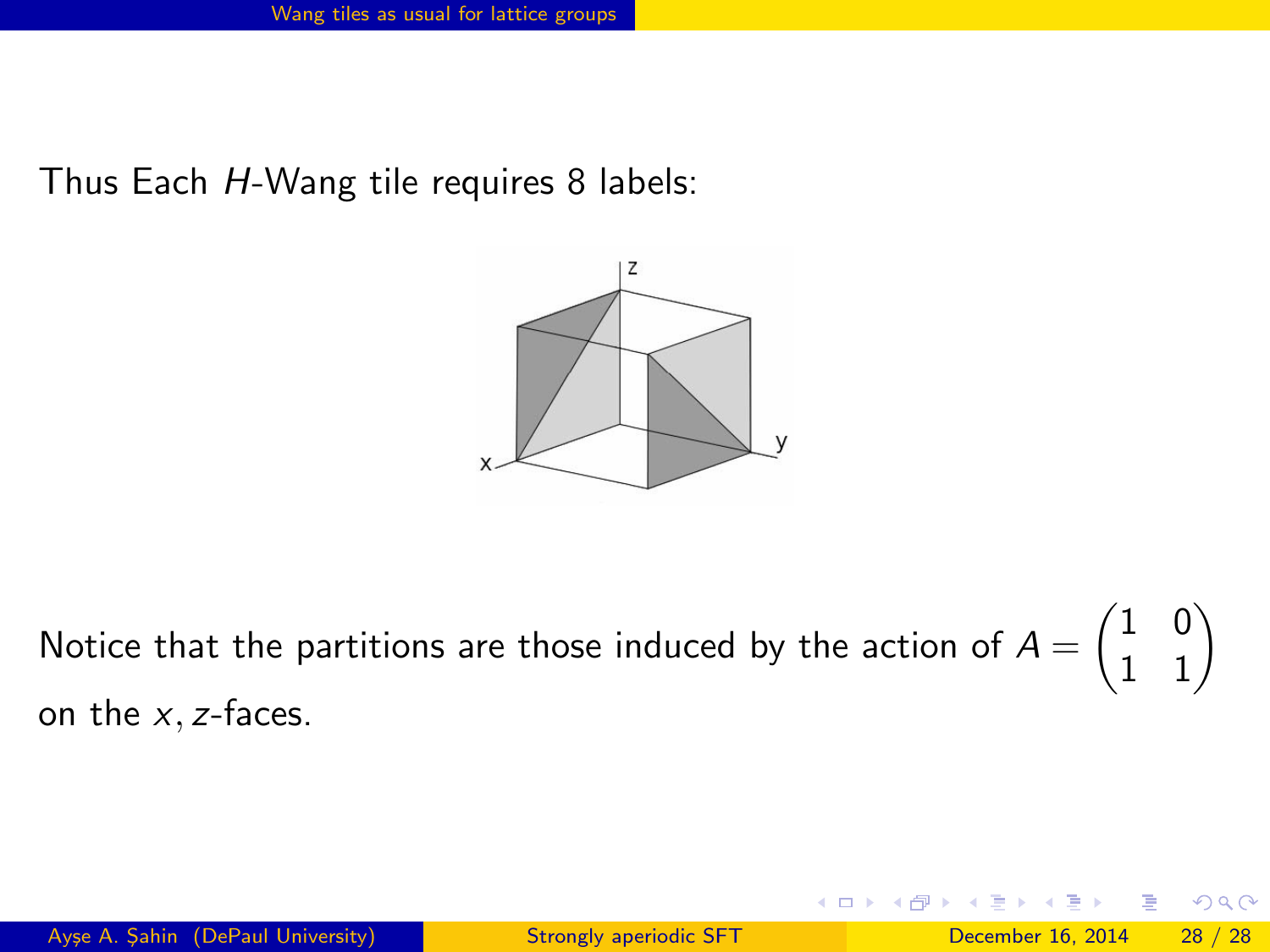Thus Each $H$-Wang tile requires 8 labels:

z

x

y

Notice that the partitions are those induced by the action of $A = \begin{pmatrix} 1 & 0 \\ 1 & 1 \end{pmatrix}$ on the $x, z$-faces.